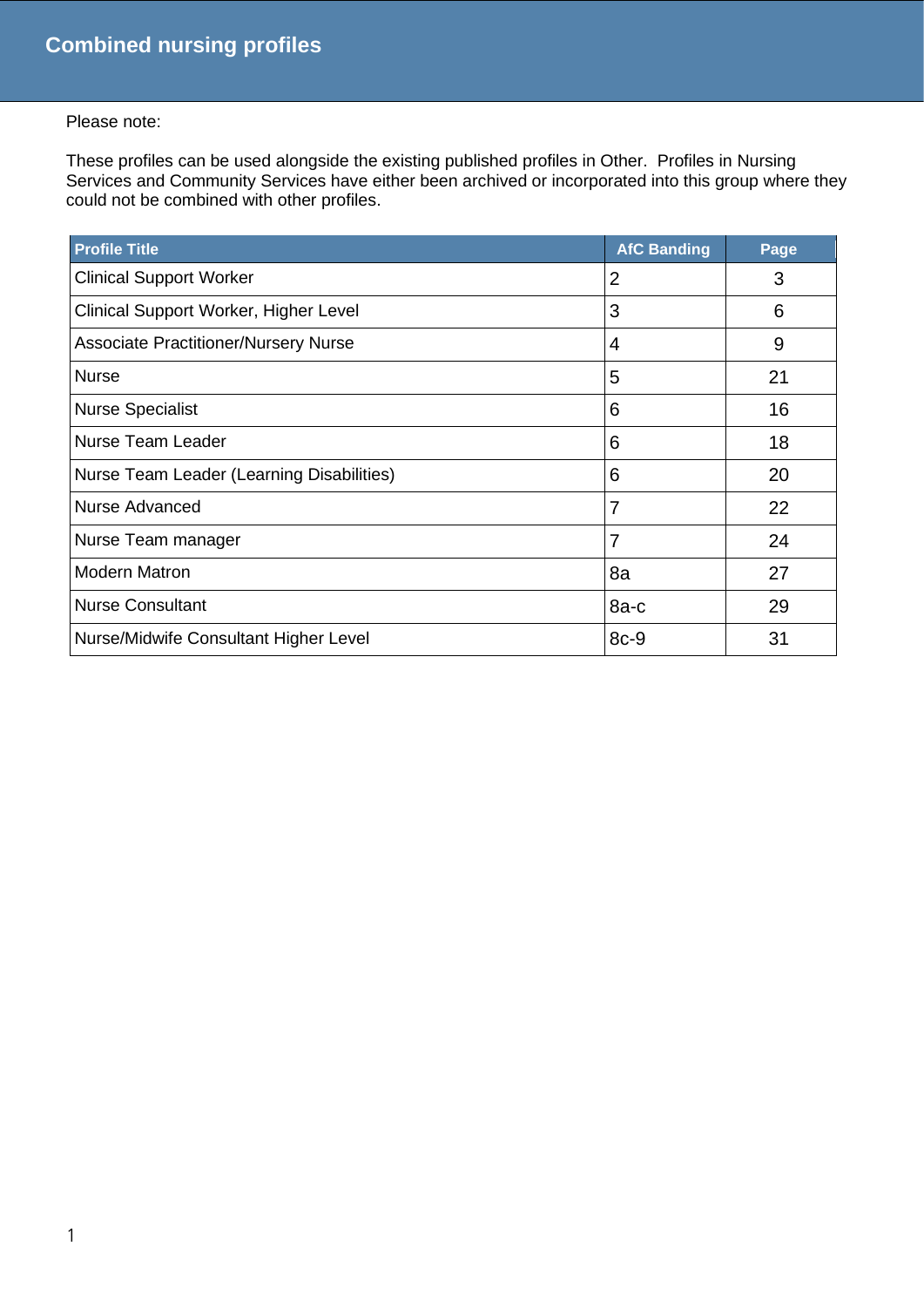# Combined nursing profiles

Please note:

These profiles can be used alongside the existing published profiles in Other. Profiles in Nursing Services and Community Services have either been archived or incorporated into this group where they could not be combined with other profiles.

| Profile Title | AfC Banding | Page |
|---|---|---|
| Clinical Support Worker | 2 | 3 |
| Clinical Support Worker, Higher Level | 3 | 6 |
| Associate Practitioner/Nursery Nurse | 4 | 9 |
| Nurse | 5 | 21 |
| Nurse Specialist | 6 | 16 |
| Nurse Team Leader | 6 | 18 |
| Nurse Team Leader (Learning Disabilities) | 6 | 20 |
| Nurse Advanced | 7 | 22 |
| Nurse Team manager | 7 | 24 |
| Modern Matron | 8a | 27 |
| Nurse Consultant | 8a-c | 29 |
| Nurse/Midwife Consultant Higher Level | 8c-9 | 31 |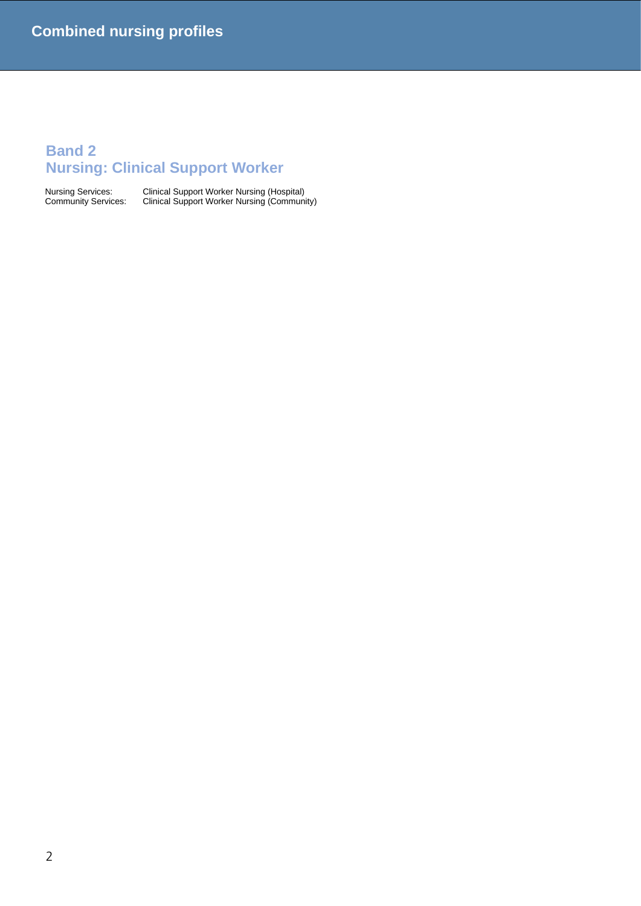## Band 2
## Nursing: Clinical Support Worker

| | |
|---|---|
| Nursing Services: | Clinical Support Worker Nursing (Hospital) |
| Community Services: | Clinical Support Worker Nursing (Community) |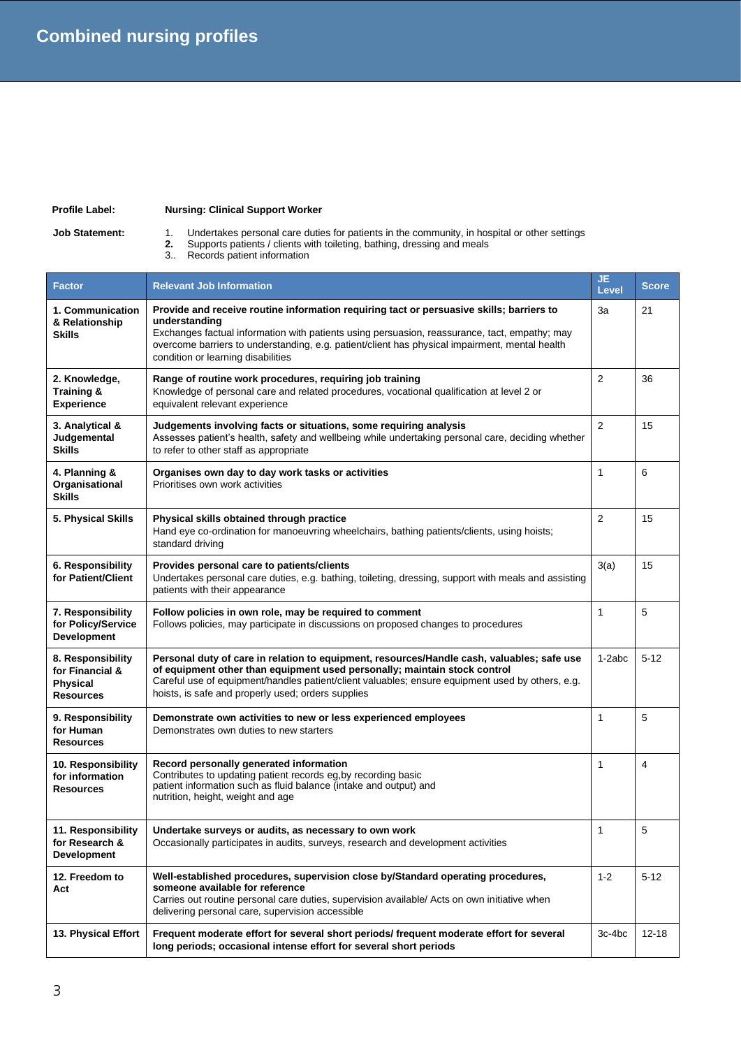# Combined nursing profiles

**Profile Label:** **Nursing: Clinical Support Worker**

**Job Statement:**

1. Undertakes personal care duties for patients in the community, in hospital or other settings
2. Supports patients / clients with toileting, bathing, dressing and meals
3. Records patient information

| Factor | Relevant Job Information | JE Level | Score |
|---|---|---|---|
| **1. Communication & Relationship Skills** | **Provide and receive routine information requiring tact or persuasive skills; barriers to understanding** Exchanges factual information with patients using persuasion, reassurance, tact, empathy; may overcome barriers to understanding, e.g. patient/client has physical impairment, mental health condition or learning disabilities | 3a | 21 |
| **2. Knowledge, Training & Experience** | **Range of routine work procedures, requiring job training** Knowledge of personal care and related procedures, vocational qualification at level 2 or equivalent relevant experience | 2 | 36 |
| **3. Analytical & Judgemental Skills** | **Judgements involving facts or situations, some requiring analysis** Assesses patient's health, safety and wellbeing while undertaking personal care, deciding whether to refer to other staff as appropriate | 2 | 15 |
| **4. Planning & Organisational Skills** | **Organises own day to day work tasks or activities** Prioritises own work activities | 1 | 6 |
| **5. Physical Skills** | **Physical skills obtained through practice** Hand eye co-ordination for manoeuvring wheelchairs, bathing patients/clients, using hoists; standard driving | 2 | 15 |
| **6. Responsibility for Patient/Client** | **Provides personal care to patients/clients** Undertakes personal care duties, e.g. bathing, toileting, dressing, support with meals and assisting patients with their appearance | 3(a) | 15 |
| **7. Responsibility for Policy/Service Development** | **Follow policies in own role, may be required to comment** Follows policies, may participate in discussions on proposed changes to procedures | 1 | 5 |
| **8. Responsibility for Financial & Physical Resources** | **Personal duty of care in relation to equipment, resources/Handle cash, valuables; safe use of equipment other than equipment used personally; maintain stock control** Careful use of equipment/handles patient/client valuables; ensure equipment used by others, e.g. hoists, is safe and properly used; orders supplies | 1-2abc | 5-12 |
| **9. Responsibility for Human Resources** | **Demonstrate own activities to new or less experienced employees** Demonstrates own duties to new starters | 1 | 5 |
| **10. Responsibility for information Resources** | **Record personally generated information** Contributes to updating patient records eg,by recording basic patient information such as fluid balance (intake and output) and nutrition, height, weight and age | 1 | 4 |
| **11. Responsibility for Research & Development** | **Undertake surveys or audits, as necessary to own work** Occasionally participates in audits, surveys, research and development activities | 1 | 5 |
| **12. Freedom to Act** | **Well-established procedures, supervision close by/Standard operating procedures, someone available for reference** Carries out routine personal care duties, supervision available/ Acts on own initiative when delivering personal care, supervision accessible | 1-2 | 5-12 |
| **13. Physical Effort** | **Frequent moderate effort for several short periods/ frequent moderate effort for several long periods; occasional intense effort for several short periods** | 3c-4bc | 12-18 |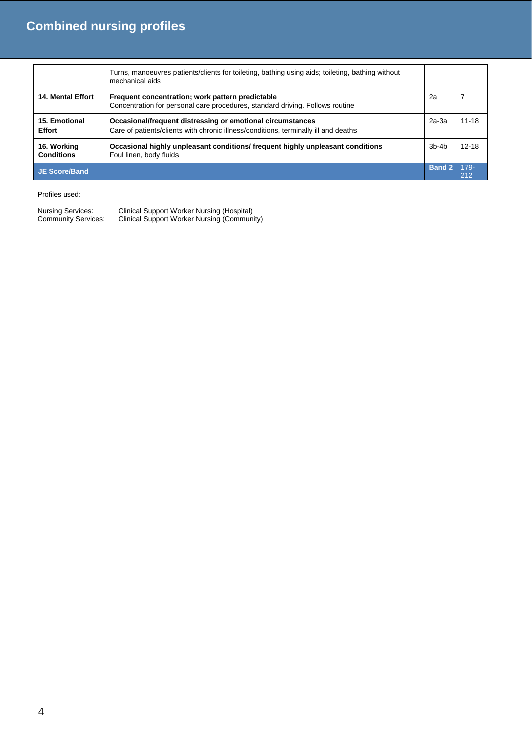## Combined nursing profiles

| | | | |
|---|---|---|---|
| | Turns, manoeuvres patients/clients for toileting, bathing using aids; toileting, bathing without mechanical aids | | |
| **14. Mental Effort** | **Frequent concentration; work pattern predictable** Concentration for personal care procedures, standard driving. Follows routine | 2a | 7 |
| **15. Emotional Effort** | **Occasional/frequent distressing or emotional circumstances** Care of patients/clients with chronic illness/conditions, terminally ill and deaths | 2a-3a | 11-18 |
| **16. Working Conditions** | **Occasional highly unpleasant conditions/ frequent highly unpleasant conditions** Foul linen, body fluids | 3b-4b | 12-18 |
| **JE Score/Band** | | **Band 2** | 179-212 |

Profiles used:

Nursing Services: Clinical Support Worker Nursing (Hospital)
Community Services: Clinical Support Worker Nursing (Community)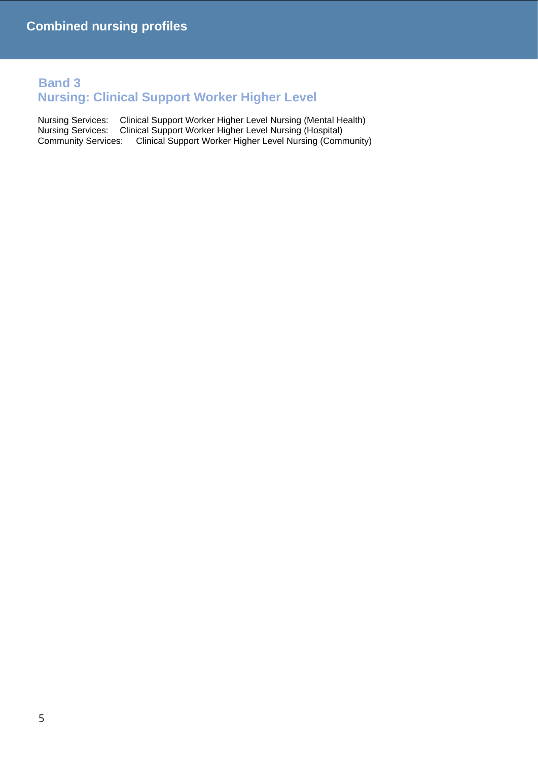## Band 3
## Nursing: Clinical Support Worker Higher Level

Nursing Services: Clinical Support Worker Higher Level Nursing (Mental Health)
Nursing Services: Clinical Support Worker Higher Level Nursing (Hospital)
Community Services: Clinical Support Worker Higher Level Nursing (Community)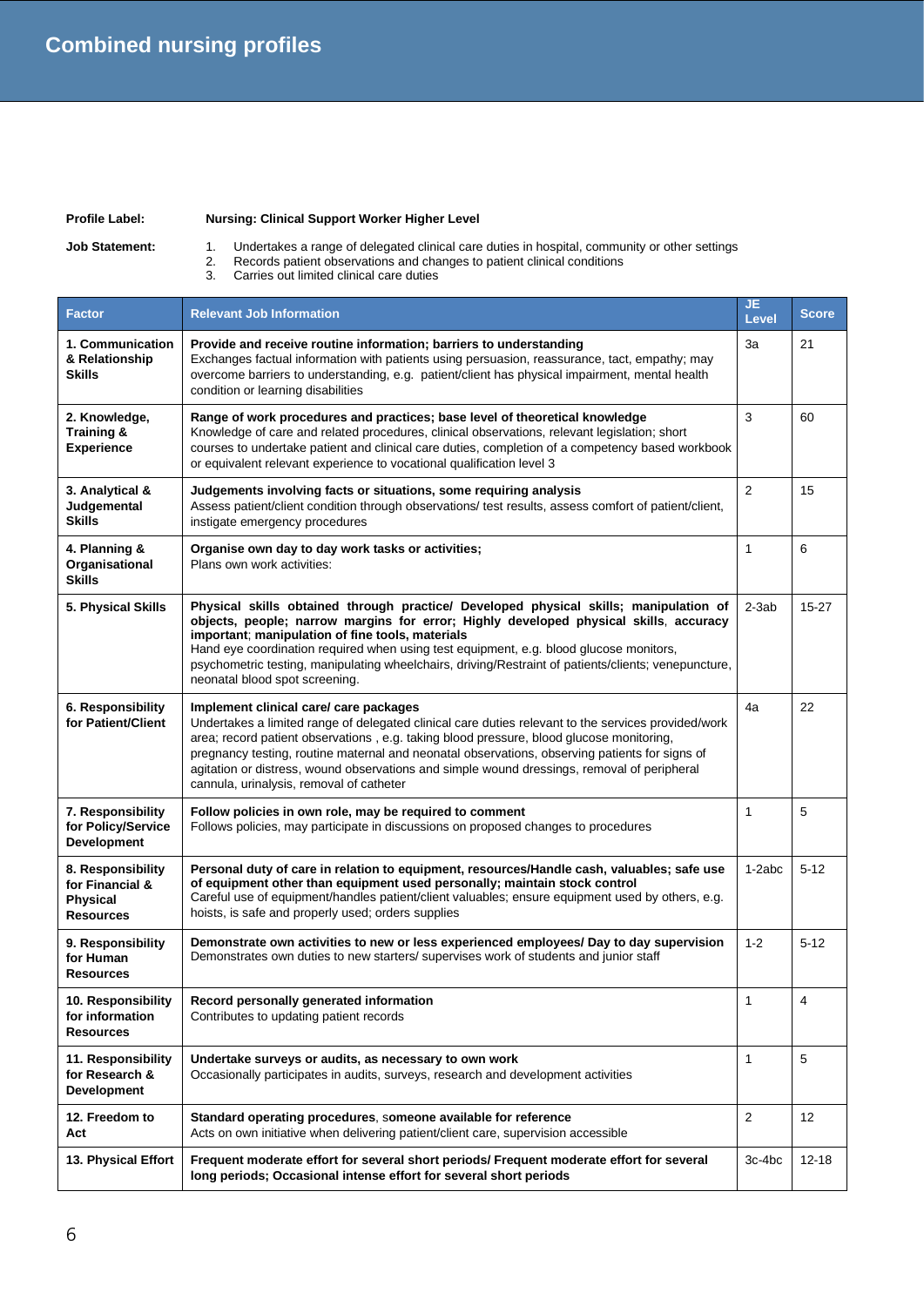# Combined nursing profiles

**Profile Label:** **Nursing: Clinical Support Worker Higher Level**

**Job Statement:**

1. Undertakes a range of delegated clinical care duties in hospital, community or other settings
2. Records patient observations and changes to patient clinical conditions
3. Carries out limited clinical care duties

| Factor | Relevant Job Information | JE Level | Score |
|---|---|---|---|
| **1. Communication & Relationship Skills** | **Provide and receive routine information; barriers to understanding**<br>Exchanges factual information with patients using persuasion, reassurance, tact, empathy; may overcome barriers to understanding, e.g. patient/client has physical impairment, mental health condition or learning disabilities | 3a | 21 |
| **2. Knowledge, Training & Experience** | **Range of work procedures and practices; base level of theoretical knowledge**<br>Knowledge of care and related procedures, clinical observations, relevant legislation; short courses to undertake patient and clinical care duties, completion of a competency based workbook or equivalent relevant experience to vocational qualification level 3 | 3 | 60 |
| **3. Analytical & Judgemental Skills** | **Judgements involving facts or situations, some requiring analysis**<br>Assess patient/client condition through observations/ test results, assess comfort of patient/client, instigate emergency procedures | 2 | 15 |
| **4. Planning & Organisational Skills** | **Organise own day to day work tasks or activities;**<br>Plans own work activities: | 1 | 6 |
| **5. Physical Skills** | **Physical skills obtained through practice/ Developed physical skills; manipulation of objects, people; narrow margins for error; Highly developed physical skills, accuracy important; manipulation of fine tools, materials**<br>Hand eye coordination required when using test equipment, e.g. blood glucose monitors, psychometric testing, manipulating wheelchairs, driving/Restraint of patients/clients; venepuncture, neonatal blood spot screening. | 2-3ab | 15-27 |
| **6. Responsibility for Patient/Client** | **Implement clinical care/ care packages**<br>Undertakes a limited range of delegated clinical care duties relevant to the services provided/work area; record patient observations , e.g. taking blood pressure, blood glucose monitoring, pregnancy testing, routine maternal and neonatal observations, observing patients for signs of agitation or distress, wound observations and simple wound dressings, removal of peripheral cannula, urinalysis, removal of catheter | 4a | 22 |
| **7. Responsibility for Policy/Service Development** | **Follow policies in own role, may be required to comment**<br>Follows policies, may participate in discussions on proposed changes to procedures | 1 | 5 |
| **8. Responsibility for Financial & Physical Resources** | **Personal duty of care in relation to equipment, resources/Handle cash, valuables; safe use of equipment other than equipment used personally; maintain stock control**<br>Careful use of equipment/handles patient/client valuables; ensure equipment used by others, e.g. hoists, is safe and properly used; orders supplies | 1-2abc | 5-12 |
| **9. Responsibility for Human Resources** | **Demonstrate own activities to new or less experienced employees/ Day to day supervision**<br>Demonstrates own duties to new starters/ supervises work of students and junior staff | 1-2 | 5-12 |
| **10. Responsibility for information Resources** | **Record personally generated information**<br>Contributes to updating patient records | 1 | 4 |
| **11. Responsibility for Research & Development** | **Undertake surveys or audits, as necessary to own work**<br>Occasionally participates in audits, surveys, research and development activities | 1 | 5 |
| **12. Freedom to Act** | **Standard operating procedures, someone available for reference**<br>Acts on own initiative when delivering patient/client care, supervision accessible | 2 | 12 |
| **13. Physical Effort** | **Frequent moderate effort for several short periods/ Frequent moderate effort for several long periods; Occasional intense effort for several short periods** | 3c-4bc | 12-18 |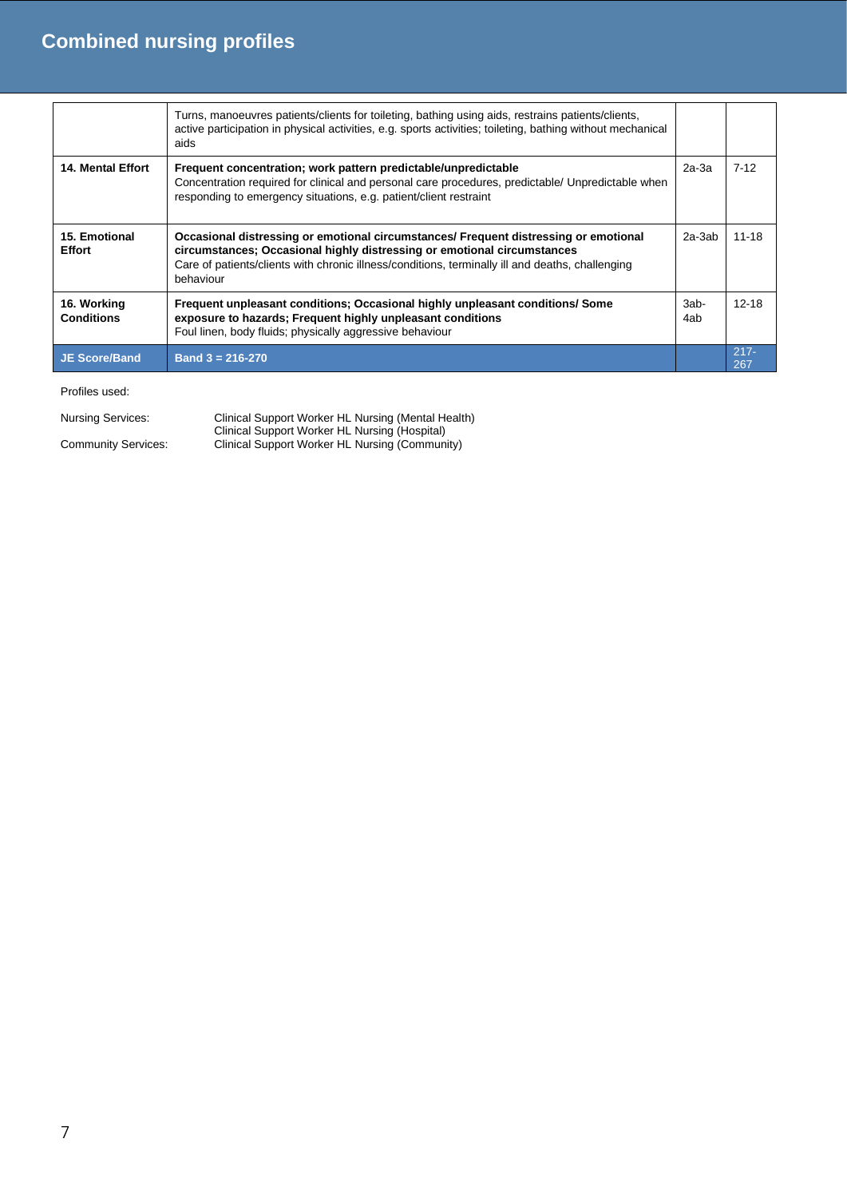## Combined nursing profiles

| | | | |
|---|---|---|---|
| | Turns, manoeuvres patients/clients for toileting, bathing using aids, restrains patients/clients, active participation in physical activities, e.g. sports activities; toileting, bathing without mechanical aids | | |
| **14. Mental Effort** | **Frequent concentration; work pattern predictable/unpredictable** Concentration required for clinical and personal care procedures, predictable/ Unpredictable when responding to emergency situations, e.g. patient/client restraint | 2a-3a | 7-12 |
| **15. Emotional Effort** | **Occasional distressing or emotional circumstances/ Frequent distressing or emotional circumstances; Occasional highly distressing or emotional circumstances** Care of patients/clients with chronic illness/conditions, terminally ill and deaths, challenging behaviour | 2a-3ab | 11-18 |
| **16. Working Conditions** | **Frequent unpleasant conditions; Occasional highly unpleasant conditions/ Some exposure to hazards; Frequent highly unpleasant conditions** Foul linen, body fluids; physically aggressive behaviour | 3ab-4ab | 12-18 |
| **JE Score/Band** | **Band 3 = 216-270** | | 217-267 |

Profiles used:

| | |
|---|---|
| Nursing Services: | Clinical Support Worker HL Nursing (Mental Health) |
| | Clinical Support Worker HL Nursing (Hospital) |
| Community Services: | Clinical Support Worker HL Nursing (Community) |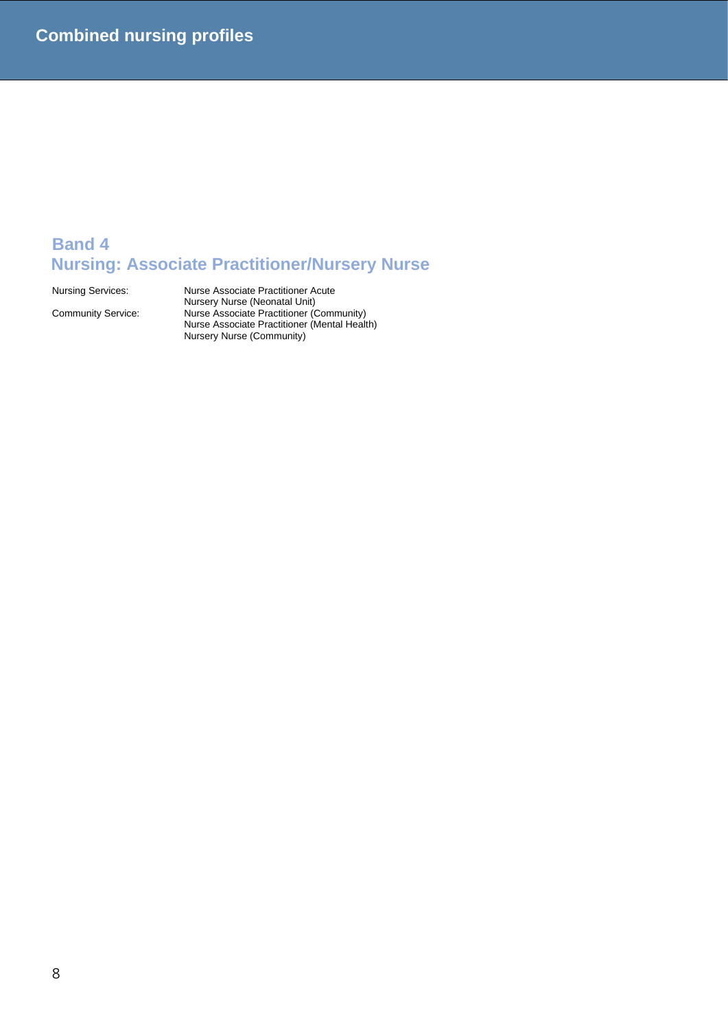## Band 4
## Nursing: Associate Practitioner/Nursery Nurse

| | |
|---|---|
| Nursing Services: | Nurse Associate Practitioner Acute<br>Nursery Nurse (Neonatal Unit) |
| Community Service: | Nurse Associate Practitioner (Community)<br>Nurse Associate Practitioner (Mental Health)<br>Nursery Nurse (Community) |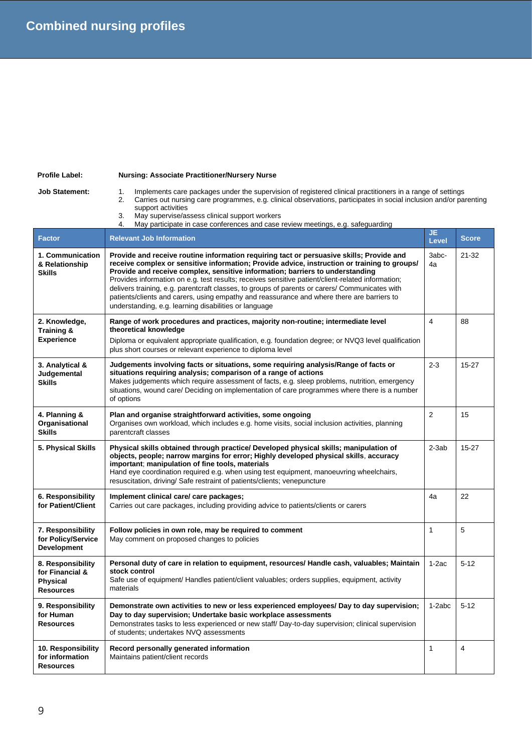# Combined nursing profiles

**Profile Label:** **Nursing: Associate Practitioner/Nursery Nurse**

**Job Statement:**

1. Implements care packages under the supervision of registered clinical practitioners in a range of settings
2. Carries out nursing care programmes, e.g. clinical observations, participates in social inclusion and/or parenting support activities
3. May supervise/assess clinical support workers
4. May participate in case conferences and case review meetings, e.g. safeguarding

| Factor | Relevant Job Information | JE Level | Score |
|---|---|---|---|
| **1. Communication & Relationship Skills** | **Provide and receive routine information requiring tact or persuasive skills; Provide and receive complex or sensitive information; Provide advice, instruction or training to groups/ Provide and receive complex, sensitive information; barriers to understanding** Provides information on e.g. test results; receives sensitive patient/client-related information; delivers training, e.g. parentcraft classes, to groups of parents or carers/ Communicates with patients/clients and carers, using empathy and reassurance and where there are barriers to understanding, e.g. learning disabilities or language | 3abc-4a | 21-32 |
| **2. Knowledge, Training & Experience** | **Range of work procedures and practices, majority non-routine; intermediate level theoretical knowledge** Diploma or equivalent appropriate qualification, e.g. foundation degree; or NVQ3 level qualification plus short courses or relevant experience to diploma level | 4 | 88 |
| **3. Analytical & Judgemental Skills** | **Judgements involving facts or situations, some requiring analysis/Range of facts or situations requiring analysis; comparison of a range of actions** Makes judgements which require assessment of facts, e.g. sleep problems, nutrition, emergency situations, wound care/ Deciding on implementation of care programmes where there is a number of options | 2-3 | 15-27 |
| **4. Planning & Organisational Skills** | **Plan and organise straightforward activities, some ongoing** Organises own workload, which includes e.g. home visits, social inclusion activities, planning parentcraft classes | 2 | 15 |
| **5. Physical Skills** | **Physical skills obtained through practice/ Developed physical skills; manipulation of objects, people; narrow margins for error; Highly developed physical skills, accuracy important; manipulation of fine tools, materials** Hand eye coordination required e.g. when using test equipment, manoeuvring wheelchairs, resuscitation, driving/ Safe restraint of patients/clients; venepuncture | 2-3ab | 15-27 |
| **6. Responsibility for Patient/Client** | **Implement clinical care/ care packages;** Carries out care packages, including providing advice to patients/clients or carers | 4a | 22 |
| **7. Responsibility for Policy/Service Development** | **Follow policies in own role, may be required to comment** May comment on proposed changes to policies | 1 | 5 |
| **8. Responsibility for Financial & Physical Resources** | **Personal duty of care in relation to equipment, resources/ Handle cash, valuables; Maintain stock control** Safe use of equipment/ Handles patient/client valuables; orders supplies, equipment, activity materials | 1-2ac | 5-12 |
| **9. Responsibility for Human Resources** | **Demonstrate own activities to new or less experienced employees/ Day to day supervision; Day to day supervision; Undertake basic workplace assessments** Demonstrates tasks to less experienced or new staff/ Day-to-day supervision; clinical supervision of students; undertakes NVQ assessments | 1-2abc | 5-12 |
| **10. Responsibility for information Resources** | **Record personally generated information** Maintains patient/client records | 1 | 4 |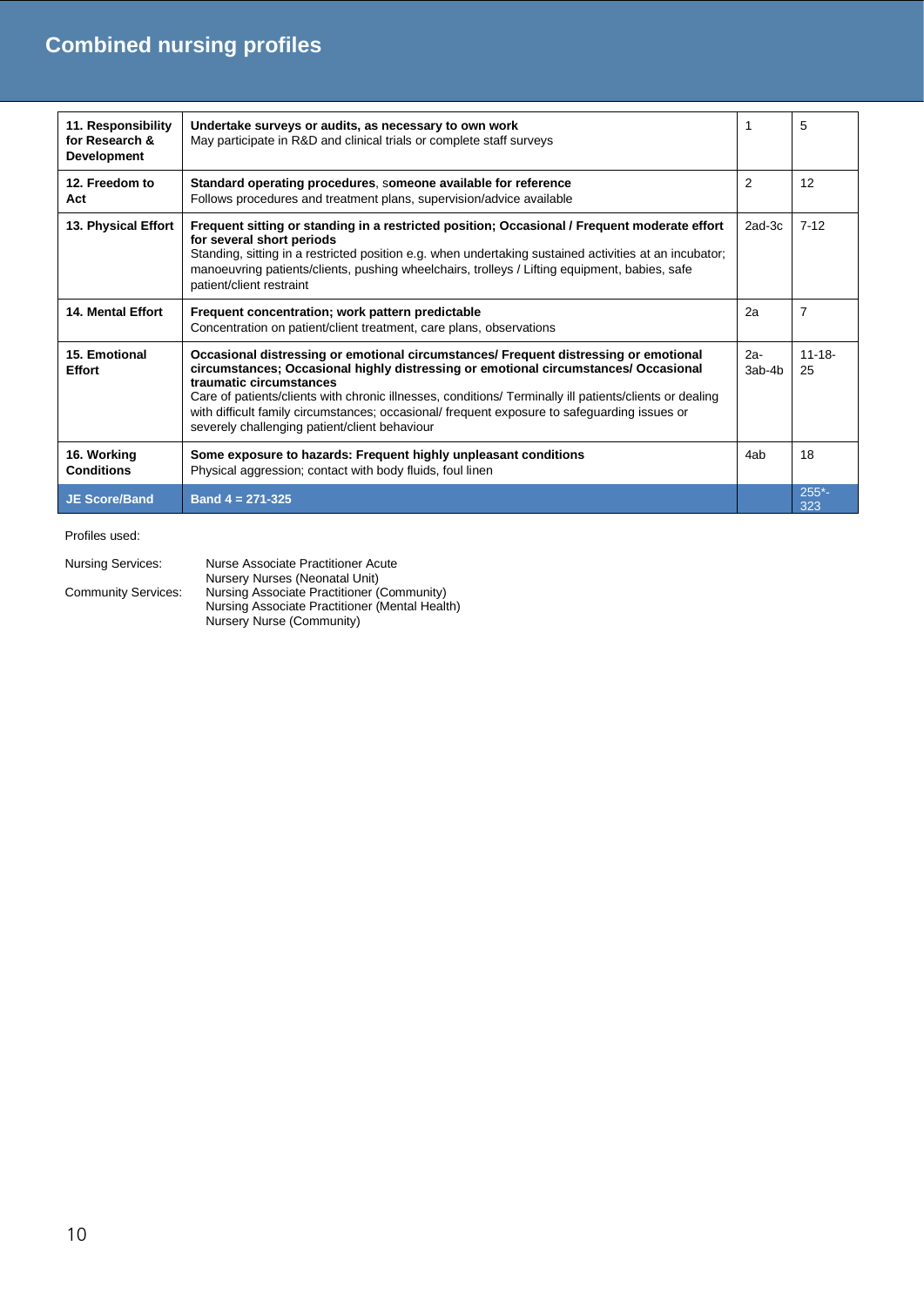# Combined nursing profiles

| | | | |
|---|---|---|---|
| **11. Responsibility for Research & Development** | **Undertake surveys or audits, as necessary to own work**<br>May participate in R&D and clinical trials or complete staff surveys | 1 | 5 |
| **12. Freedom to Act** | **Standard operating procedures**, someone available for reference<br>Follows procedures and treatment plans, supervision/advice available | 2 | 12 |
| **13. Physical Effort** | **Frequent sitting or standing in a restricted position; Occasional / Frequent moderate effort for several short periods**<br>Standing, sitting in a restricted position e.g. when undertaking sustained activities at an incubator; manoeuvring patients/clients, pushing wheelchairs, trolleys / Lifting equipment, babies, safe patient/client restraint | 2ad-3c | 7-12 |
| **14. Mental Effort** | **Frequent concentration; work pattern predictable**<br>Concentration on patient/client treatment, care plans, observations | 2a | 7 |
| **15. Emotional Effort** | **Occasional distressing or emotional circumstances/ Frequent distressing or emotional circumstances; Occasional highly distressing or emotional circumstances/ Occasional traumatic circumstances**<br>Care of patients/clients with chronic illnesses, conditions/ Terminally ill patients/clients or dealing with difficult family circumstances; occasional/ frequent exposure to safeguarding issues or severely challenging patient/client behaviour | 2a-3ab-4b | 11-18-25 |
| **16. Working Conditions** | **Some exposure to hazards: Frequent highly unpleasant conditions**<br>Physical aggression; contact with body fluids, foul linen | 4ab | 18 |
| **JE Score/Band** | **Band 4 = 271-325** | | 255*-323 |

Profiles used:

Nursing Services: Nurse Associate Practitioner Acute
Nursery Nurses (Neonatal Unit)

Community Services: Nursing Associate Practitioner (Community)
Nursing Associate Practitioner (Mental Health)
Nursery Nurse (Community)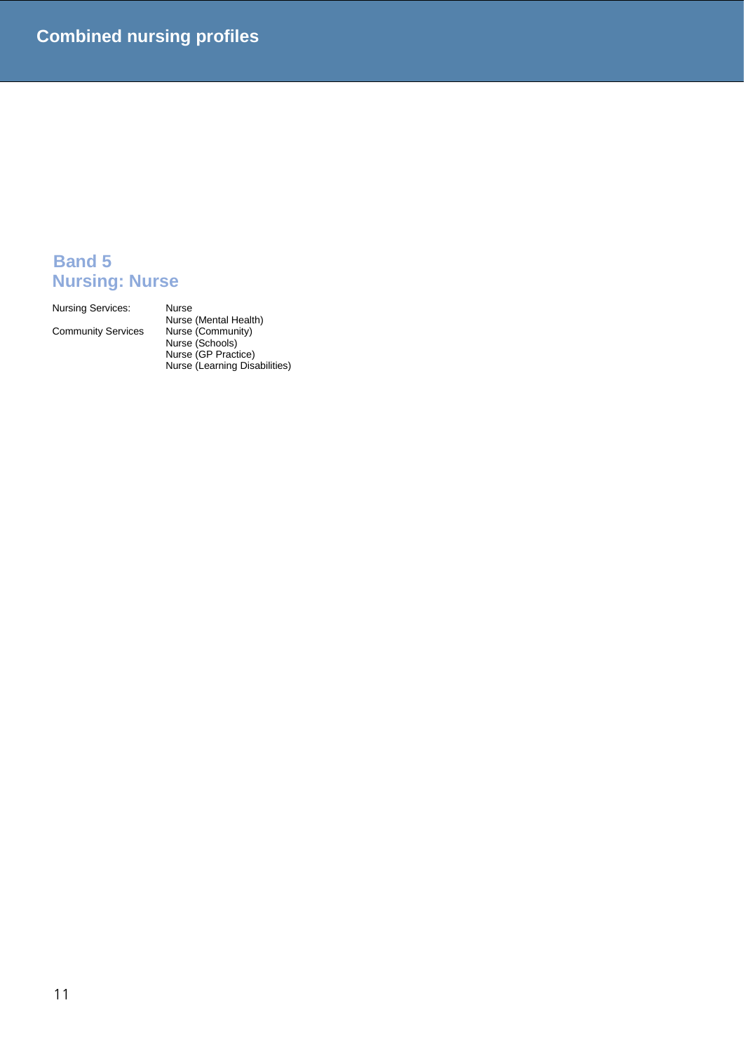# Band 5
# Nursing: Nurse

| | |
|---|---|
| Nursing Services: | Nurse |
| | Nurse (Mental Health) |
| Community Services | Nurse (Community) |
| | Nurse (Schools) |
| | Nurse (GP Practice) |
| | Nurse (Learning Disabilities) |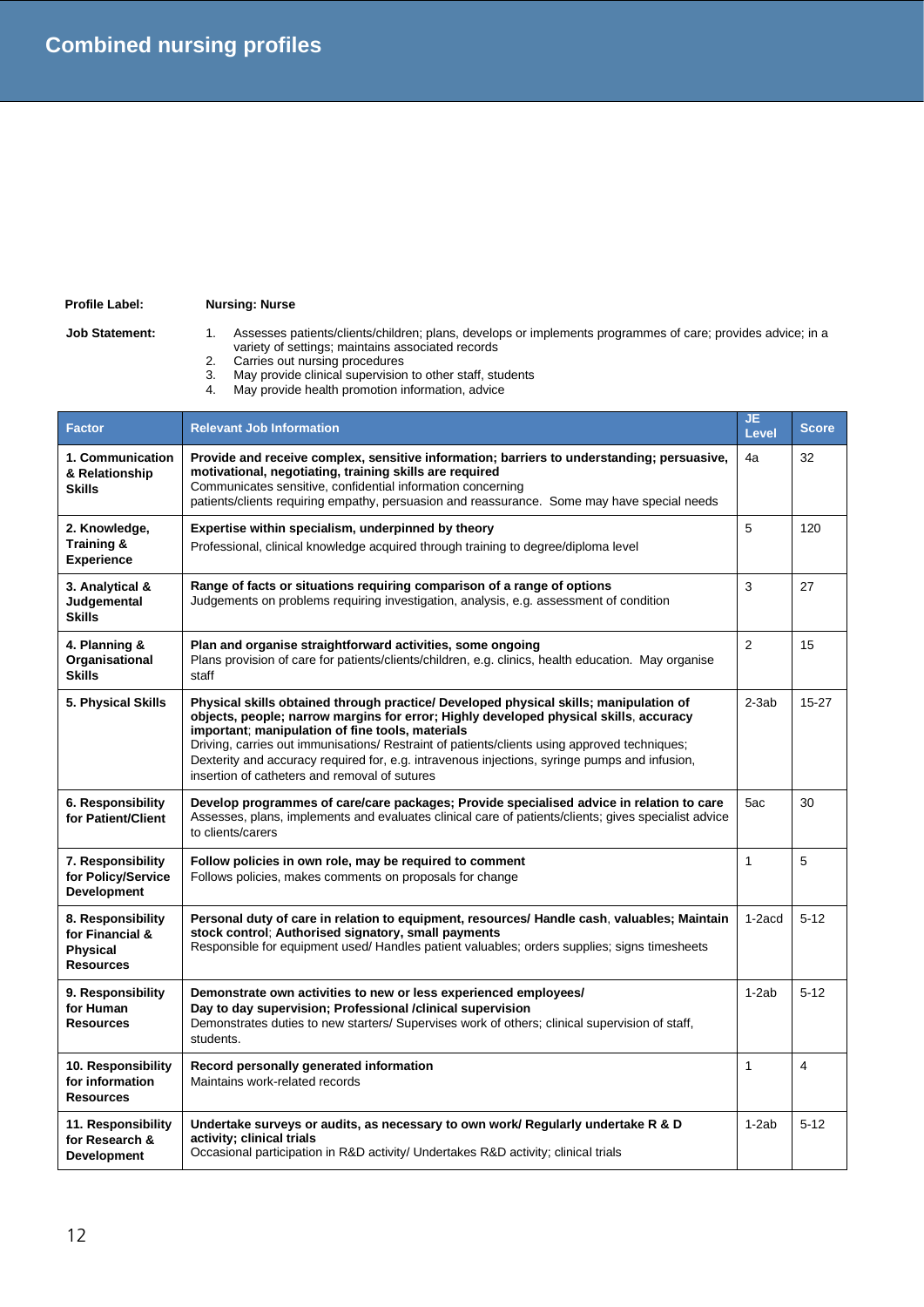# Combined nursing profiles

**Profile Label:** **Nursing: Nurse**

**Job Statement:**

1. Assesses patients/clients/children; plans, develops or implements programmes of care; provides advice; in a variety of settings; maintains associated records
2. Carries out nursing procedures
3. May provide clinical supervision to other staff, students
4. May provide health promotion information, advice

| Factor | Relevant Job Information | JE Level | Score |
|---|---|---|---|
| **1. Communication & Relationship Skills** | **Provide and receive complex, sensitive information; barriers to understanding; persuasive, motivational, negotiating, training skills are required**<br>Communicates sensitive, confidential information concerning patients/clients requiring empathy, persuasion and reassurance. Some may have special needs | 4a | 32 |
| **2. Knowledge, Training & Experience** | **Expertise within specialism, underpinned by theory**<br>Professional, clinical knowledge acquired through training to degree/diploma level | 5 | 120 |
| **3. Analytical & Judgemental Skills** | **Range of facts or situations requiring comparison of a range of options**<br>Judgements on problems requiring investigation, analysis, e.g. assessment of condition | 3 | 27 |
| **4. Planning & Organisational Skills** | **Plan and organise straightforward activities, some ongoing**<br>Plans provision of care for patients/clients/children, e.g. clinics, health education. May organise staff | 2 | 15 |
| **5. Physical Skills** | **Physical skills obtained through practice/ Developed physical skills; manipulation of objects, people; narrow margins for error; Highly developed physical skills, accuracy important; manipulation of fine tools, materials**<br>Driving, carries out immunisations/ Restraint of patients/clients using approved techniques; Dexterity and accuracy required for, e.g. intravenous injections, syringe pumps and infusion, insertion of catheters and removal of sutures | 2-3ab | 15-27 |
| **6. Responsibility for Patient/Client** | **Develop programmes of care/care packages; Provide specialised advice in relation to care**<br>Assesses, plans, implements and evaluates clinical care of patients/clients; gives specialist advice to clients/carers | 5ac | 30 |
| **7. Responsibility for Policy/Service Development** | **Follow policies in own role, may be required to comment**<br>Follows policies, makes comments on proposals for change | 1 | 5 |
| **8. Responsibility for Financial & Physical Resources** | **Personal duty of care in relation to equipment, resources/ Handle cash, valuables; Maintain stock control; Authorised signatory, small payments**<br>Responsible for equipment used/ Handles patient valuables; orders supplies; signs timesheets | 1-2acd | 5-12 |
| **9. Responsibility for Human Resources** | **Demonstrate own activities to new or less experienced employees/ Day to day supervision; Professional /clinical supervision**<br>Demonstrates duties to new starters/ Supervises work of others; clinical supervision of staff, students. | 1-2ab | 5-12 |
| **10. Responsibility for information Resources** | **Record personally generated information**<br>Maintains work-related records | 1 | 4 |
| **11. Responsibility for Research & Development** | **Undertake surveys or audits, as necessary to own work/ Regularly undertake R & D activity; clinical trials**<br>Occasional participation in R&D activity/ Undertakes R&D activity; clinical trials | 1-2ab | 5-12 |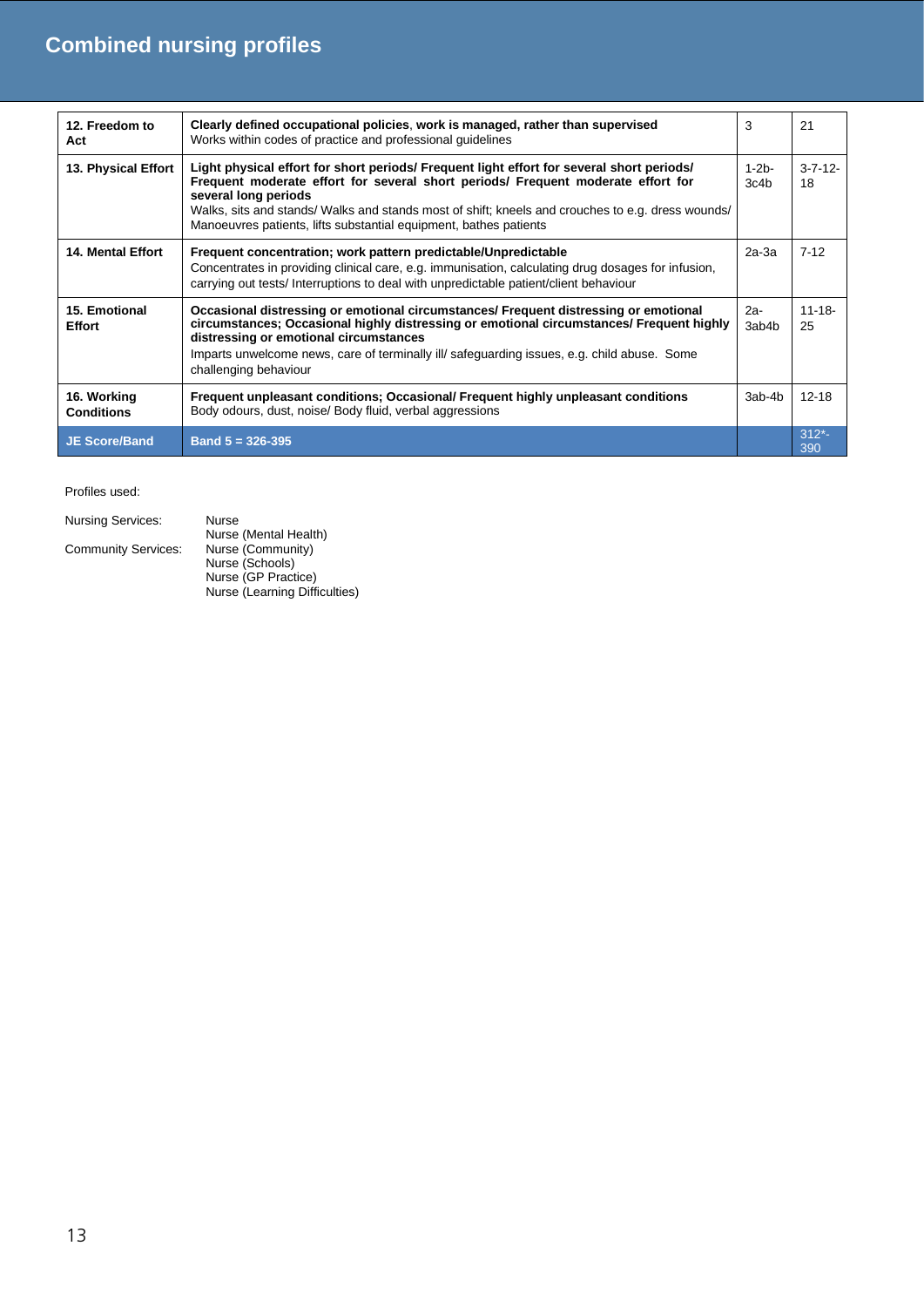## Combined nursing profiles

| | | | |
|---|---|---|---|
| **12. Freedom to Act** | **Clearly defined occupational policies**, **work is managed, rather than supervised**<br>Works within codes of practice and professional guidelines | 3 | 21 |
| **13. Physical Effort** | **Light physical effort for short periods/ Frequent light effort for several short periods/ Frequent moderate effort for several short periods/ Frequent moderate effort for several long periods**<br>Walks, sits and stands/ Walks and stands most of shift; kneels and crouches to e.g. dress wounds/ Manoeuvres patients, lifts substantial equipment, bathes patients | 1-2b-3c4b | 3-7-12-18 |
| **14. Mental Effort** | **Frequent concentration; work pattern predictable/Unpredictable**<br>Concentrates in providing clinical care, e.g. immunisation, calculating drug dosages for infusion, carrying out tests/ Interruptions to deal with unpredictable patient/client behaviour | 2a-3a | 7-12 |
| **15. Emotional Effort** | **Occasional distressing or emotional circumstances/ Frequent distressing or emotional circumstances; Occasional highly distressing or emotional circumstances/ Frequent highly distressing or emotional circumstances**<br>Imparts unwelcome news, care of terminally ill/ safeguarding issues, e.g. child abuse. Some challenging behaviour | 2a-3ab4b | 11-18-25 |
| **16. Working Conditions** | **Frequent unpleasant conditions; Occasional/ Frequent highly unpleasant conditions**<br>Body odours, dust, noise/ Body fluid, verbal aggressions | 3ab-4b | 12-18 |
| **JE Score/Band** | **Band 5 = 326-395** | | 312*-390 |

Profiles used:

Nursing Services: Nurse
Nurse (Mental Health)

Community Services: Nurse (Community)
Nurse (Schools)
Nurse (GP Practice)
Nurse (Learning Difficulties)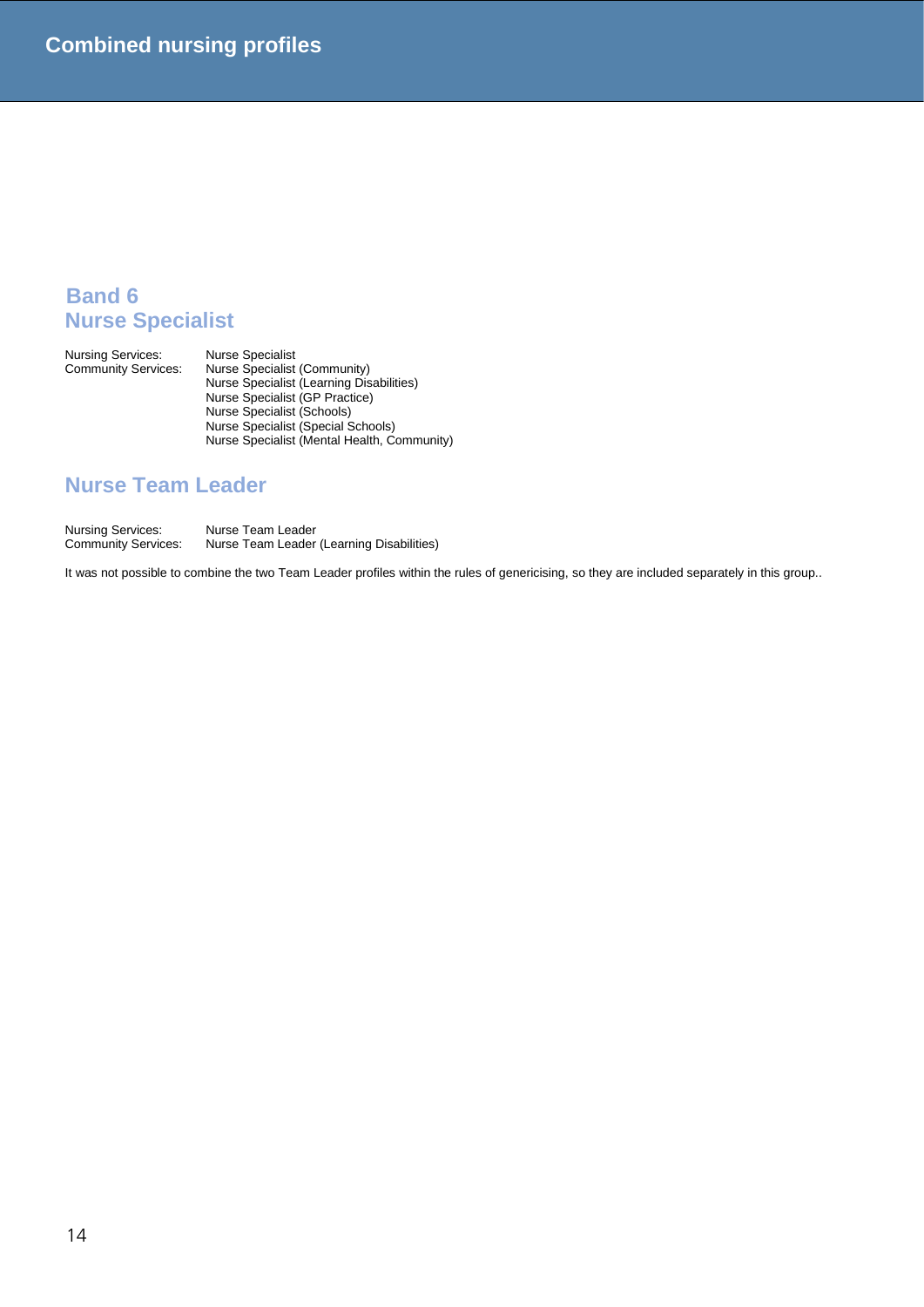# Combined nursing profiles

## Band 6
## Nurse Specialist

| | |
|---|---|
| Nursing Services: | Nurse Specialist |
| Community Services: | Nurse Specialist (Community) |
| | Nurse Specialist (Learning Disabilities) |
| | Nurse Specialist (GP Practice) |
| | Nurse Specialist (Schools) |
| | Nurse Specialist (Special Schools) |
| | Nurse Specialist (Mental Health, Community) |

## Nurse Team Leader

| | |
|---|---|
| Nursing Services: | Nurse Team Leader |
| Community Services: | Nurse Team Leader (Learning Disabilities) |

It was not possible to combine the two Team Leader profiles within the rules of genericising, so they are included separately in this group..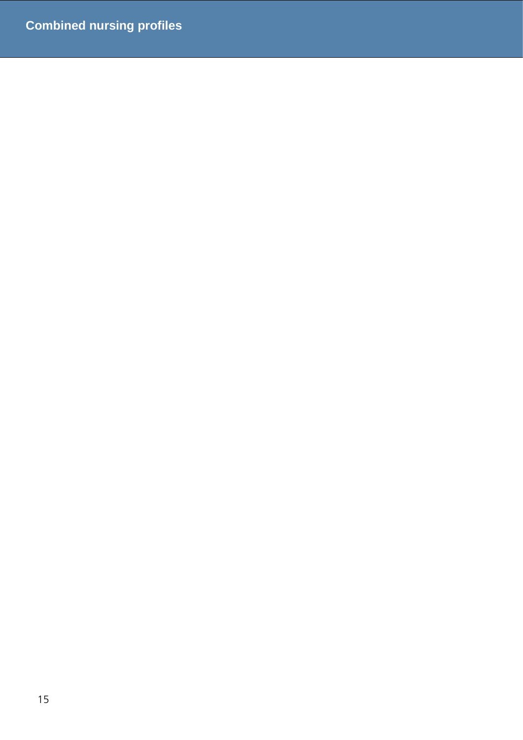# Combined nursing profiles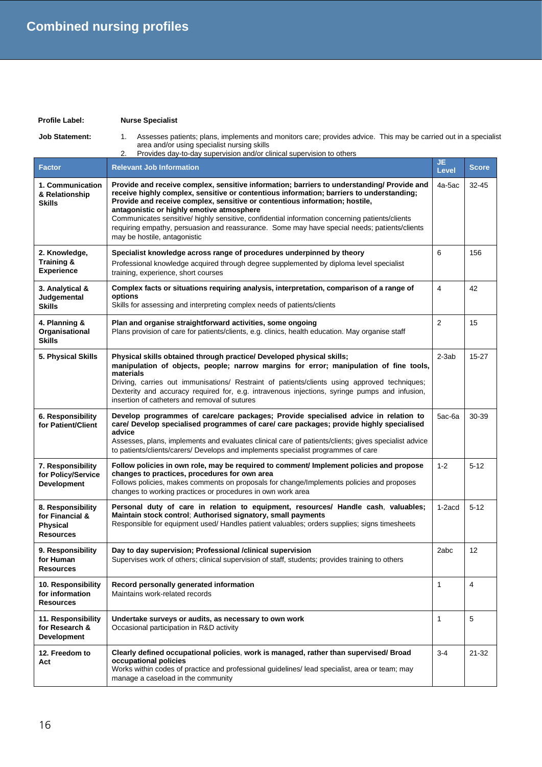# Combined nursing profiles

**Profile Label:** **Nurse Specialist**

**Job Statement:**

1. Assesses patients; plans, implements and monitors care; provides advice. This may be carried out in a specialist area and/or using specialist nursing skills
2. Provides day-to-day supervision and/or clinical supervision to others

| Factor | Relevant Job Information | JE Level | Score |
|---|---|---|---|
| **1. Communication & Relationship Skills** | **Provide and receive complex, sensitive information; barriers to understanding/ Provide and receive highly complex, sensitive or contentious information; barriers to understanding; Provide and receive complex, sensitive or contentious information; hostile, antagonistic or highly emotive atmosphere**<br>Communicates sensitive/ highly sensitive, confidential information concerning patients/clients requiring empathy, persuasion and reassurance. Some may have special needs; patients/clients may be hostile, antagonistic | 4a-5ac | 32-45 |
| **2. Knowledge, Training & Experience** | **Specialist knowledge across range of procedures underpinned by theory**<br>Professional knowledge acquired through degree supplemented by diploma level specialist training, experience, short courses | 6 | 156 |
| **3. Analytical & Judgemental Skills** | **Complex facts or situations requiring analysis, interpretation, comparison of a range of options**<br>Skills for assessing and interpreting complex needs of patients/clients | 4 | 42 |
| **4. Planning & Organisational Skills** | **Plan and organise straightforward activities, some ongoing**<br>Plans provision of care for patients/clients, e.g. clinics, health education. May organise staff | 2 | 15 |
| **5. Physical Skills** | **Physical skills obtained through practice/ Developed physical skills; manipulation of objects, people; narrow margins for error; manipulation of fine tools, materials**<br>Driving, carries out immunisations/ Restraint of patients/clients using approved techniques; Dexterity and accuracy required for, e.g. intravenous injections, syringe pumps and infusion, insertion of catheters and removal of sutures | 2-3ab | 15-27 |
| **6. Responsibility for Patient/Client** | **Develop programmes of care/care packages; Provide specialised advice in relation to care/ Develop specialised programmes of care/ care packages; provide highly specialised advice**<br>Assesses, plans, implements and evaluates clinical care of patients/clients; gives specialist advice to patients/clients/carers/ Develops and implements specialist programmes of care | 5ac-6a | 30-39 |
| **7. Responsibility for Policy/Service Development** | **Follow policies in own role, may be required to comment/ Implement policies and propose changes to practices, procedures for own area**<br>Follows policies, makes comments on proposals for change/Implements policies and proposes changes to working practices or procedures in own work area | 1-2 | 5-12 |
| **8. Responsibility for Financial & Physical Resources** | **Personal duty of care in relation to equipment, resources/ Handle cash, valuables; Maintain stock control; Authorised signatory, small payments**<br>Responsible for equipment used/ Handles patient valuables; orders supplies; signs timesheets | 1-2acd | 5-12 |
| **9. Responsibility for Human Resources** | **Day to day supervision; Professional /clinical supervision**<br>Supervises work of others; clinical supervision of staff, students; provides training to others | 2abc | 12 |
| **10. Responsibility for information Resources** | **Record personally generated information**<br>Maintains work-related records | 1 | 4 |
| **11. Responsibility for Research & Development** | **Undertake surveys or audits, as necessary to own work**<br>Occasional participation in R&D activity | 1 | 5 |
| **12. Freedom to Act** | **Clearly defined occupational policies, work is managed, rather than supervised/ Broad occupational policies**<br>Works within codes of practice and professional guidelines/ lead specialist, area or team; may manage a caseload in the community | 3-4 | 21-32 |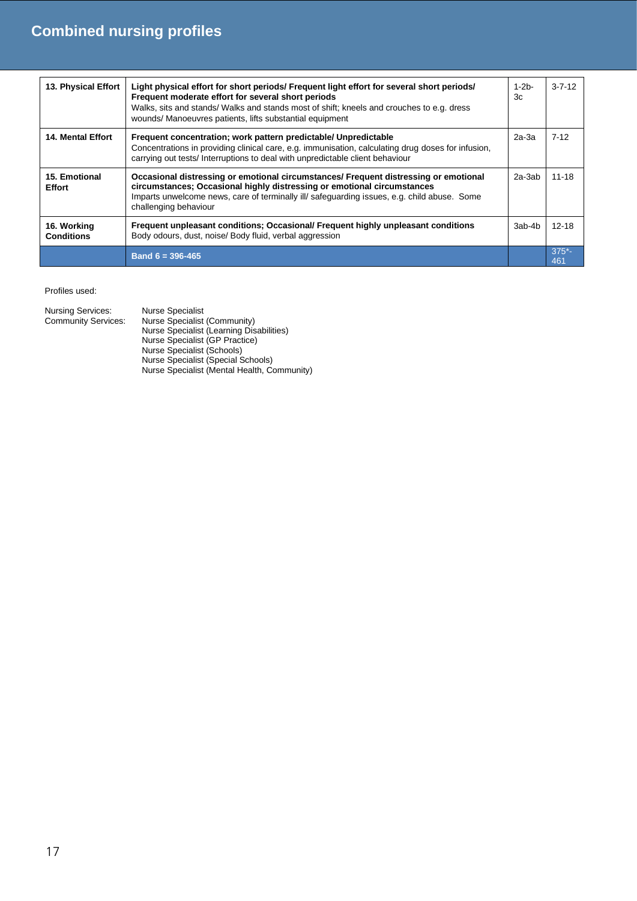## Combined nursing profiles

| | | | |
|---|---|---|---|
| **13. Physical Effort** | **Light physical effort for short periods/ Frequent light effort for several short periods/ Frequent moderate effort for several short periods**<br>Walks, sits and stands/ Walks and stands most of shift; kneels and crouches to e.g. dress wounds/ Manoeuvres patients, lifts substantial equipment | 1-2b-3c | 3-7-12 |
| **14. Mental Effort** | **Frequent concentration; work pattern predictable/ Unpredictable**<br>Concentrations in providing clinical care, e.g. immunisation, calculating drug doses for infusion, carrying out tests/ Interruptions to deal with unpredictable client behaviour | 2a-3a | 7-12 |
| **15. Emotional Effort** | **Occasional distressing or emotional circumstances/ Frequent distressing or emotional circumstances; Occasional highly distressing or emotional circumstances**<br>Imparts unwelcome news, care of terminally ill/ safeguarding issues, e.g. child abuse. Some challenging behaviour | 2a-3ab | 11-18 |
| **16. Working Conditions** | **Frequent unpleasant conditions; Occasional/ Frequent highly unpleasant conditions**<br>Body odours, dust, noise/ Body fluid, verbal aggression | 3ab-4b | 12-18 |
| | **Band 6 = 396-465** | | 375*-461 |

Profiles used:

Nursing Services: Nurse Specialist

Community Services: Nurse Specialist (Community)
Nurse Specialist (Learning Disabilities)
Nurse Specialist (GP Practice)
Nurse Specialist (Schools)
Nurse Specialist (Special Schools)
Nurse Specialist (Mental Health, Community)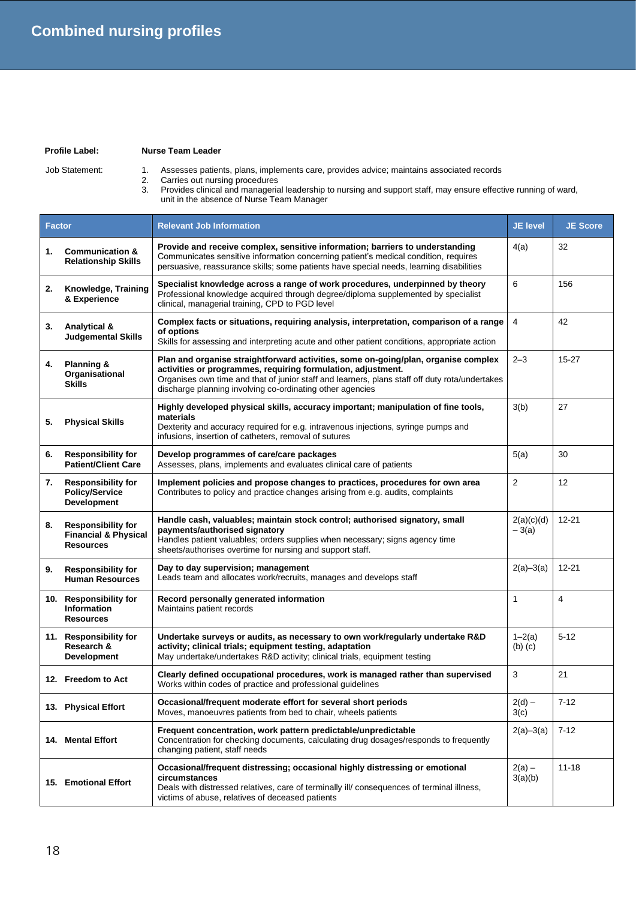# Combined nursing profiles

**Profile Label:** **Nurse Team Leader**

Job Statement:

1. Assesses patients, plans, implements care, provides advice; maintains associated records
2. Carries out nursing procedures
3. Provides clinical and managerial leadership to nursing and support staff, may ensure effective running of ward, unit in the absence of Nurse Team Manager

| Factor | Relevant Job Information | JE level | JE Score |
|---|---|---|---|
| **1. Communication & Relationship Skills** | **Provide and receive complex, sensitive information; barriers to understanding** Communicates sensitive information concerning patient's medical condition, requires persuasive, reassurance skills; some patients have special needs, learning disabilities | 4(a) | 32 |
| **2. Knowledge, Training & Experience** | **Specialist knowledge across a range of work procedures, underpinned by theory** Professional knowledge acquired through degree/diploma supplemented by specialist clinical, managerial training, CPD to PGD level | 6 | 156 |
| **3. Analytical & Judgemental Skills** | **Complex facts or situations, requiring analysis, interpretation, comparison of a range of options** Skills for assessing and interpreting acute and other patient conditions, appropriate action | 4 | 42 |
| **4. Planning & Organisational Skills** | **Plan and organise straightforward activities, some on-going/plan, organise complex activities or programmes, requiring formulation, adjustment.** Organises own time and that of junior staff and learners, plans staff off duty rota/undertakes discharge planning involving co-ordinating other agencies | 2–3 | 15-27 |
| **5. Physical Skills** | **Highly developed physical skills, accuracy important; manipulation of fine tools, materials** Dexterity and accuracy required for e.g. intravenous injections, syringe pumps and infusions, insertion of catheters, removal of sutures | 3(b) | 27 |
| **6. Responsibility for Patient/Client Care** | **Develop programmes of care/care packages** Assesses, plans, implements and evaluates clinical care of patients | 5(a) | 30 |
| **7. Responsibility for Policy/Service Development** | **Implement policies and propose changes to practices, procedures for own area** Contributes to policy and practice changes arising from e.g. audits, complaints | 2 | 12 |
| **8. Responsibility for Financial & Physical Resources** | **Handle cash, valuables; maintain stock control; authorised signatory, small payments/authorised signatory** Handles patient valuables; orders supplies when necessary; signs agency time sheets/authorises overtime for nursing and support staff. | 2(a)(c)(d) – 3(a) | 12-21 |
| **9. Responsibility for Human Resources** | **Day to day supervision; management** Leads team and allocates work/recruits, manages and develops staff | 2(a)–3(a) | 12-21 |
| **10. Responsibility for Information Resources** | **Record personally generated information** Maintains patient records | 1 | 4 |
| **11. Responsibility for Research & Development** | **Undertake surveys or audits, as necessary to own work/regularly undertake R&D activity; clinical trials; equipment testing, adaptation** May undertake/undertakes R&D activity; clinical trials, equipment testing | 1–2(a) (b) (c) | 5-12 |
| **12. Freedom to Act** | **Clearly defined occupational procedures, work is managed rather than supervised** Works within codes of practice and professional guidelines | 3 | 21 |
| **13. Physical Effort** | **Occasional/frequent moderate effort for several short periods** Moves, manoeuvres patients from bed to chair, wheels patients | 2(d) – 3(c) | 7-12 |
| **14. Mental Effort** | **Frequent concentration, work pattern predictable/unpredictable** Concentration for checking documents, calculating drug dosages/responds to frequently changing patient, staff needs | 2(a)–3(a) | 7-12 |
| **15. Emotional Effort** | **Occasional/frequent distressing; occasional highly distressing or emotional circumstances** Deals with distressed relatives, care of terminally ill/ consequences of terminal illness, victims of abuse, relatives of deceased patients | 2(a) – 3(a)(b) | 11-18 |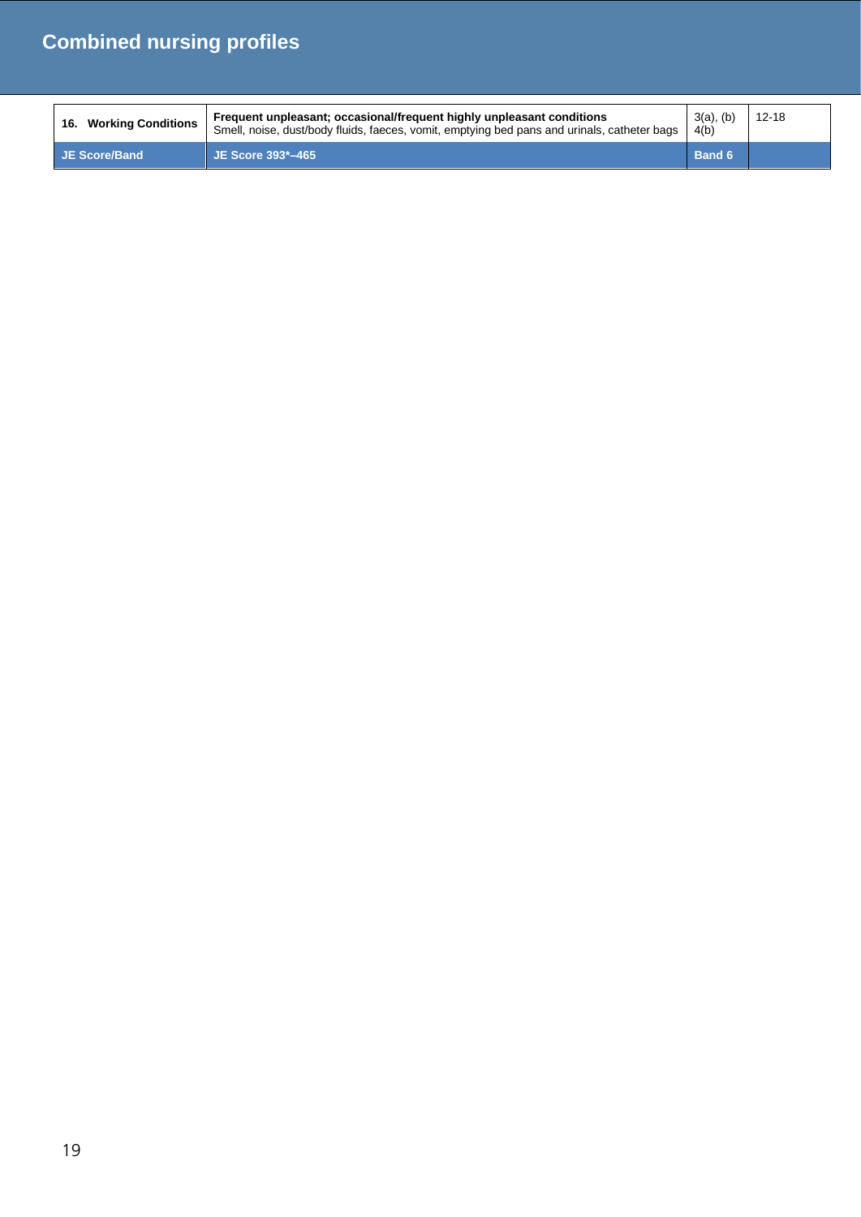## Combined nursing profiles

| 16. Working Conditions | **Frequent unpleasant; occasional/frequent highly unpleasant conditions** Smell, noise, dust/body fluids, faeces, vomit, emptying bed pans and urinals, catheter bags | 3(a), (b) 4(b) | 12-18 |
|---|---|---|---|
| **JE Score/Band** | **JE Score 393*–465** | **Band 6** | |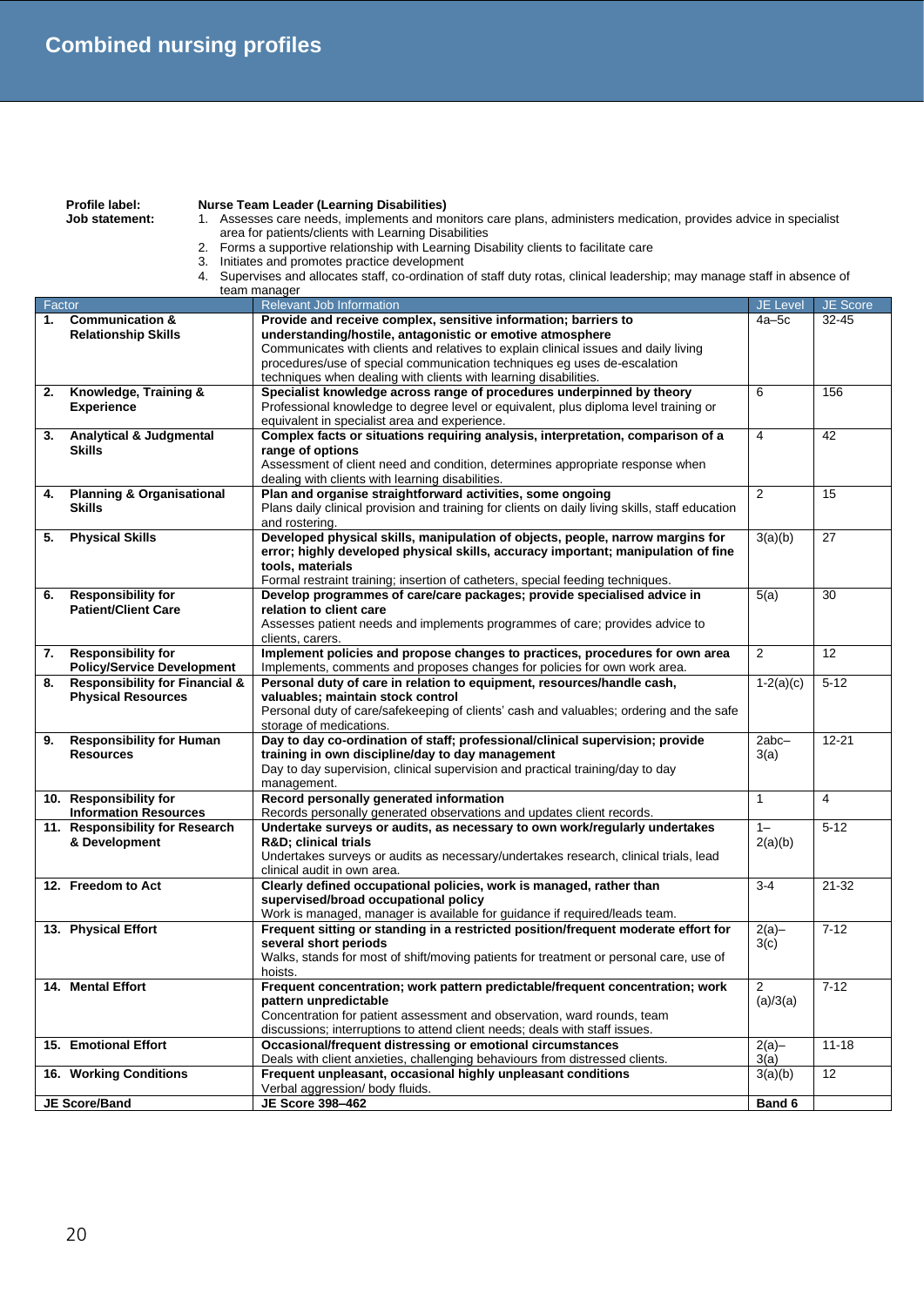# Combined nursing profiles

**Profile label:** **Nurse Team Leader (Learning Disabilities)**

**Job statement:**

1. Assesses care needs, implements and monitors care plans, administers medication, provides advice in specialist area for patients/clients with Learning Disabilities
2. Forms a supportive relationship with Learning Disability clients to facilitate care
3. Initiates and promotes practice development
4. Supervises and allocates staff, co-ordination of staff duty rotas, clinical leadership; may manage staff in absence of team manager

| Factor | Relevant Job Information | JE Level | JE Score |
|---|---|---|---|
| 1. Communication & Relationship Skills | **Provide and receive complex, sensitive information; barriers to understanding/hostile, antagonistic or emotive atmosphere** Communicates with clients and relatives to explain clinical issues and daily living procedures/use of special communication techniques eg uses de-escalation techniques when dealing with clients with learning disabilities. | 4a–5c | 32-45 |
| 2. Knowledge, Training & Experience | **Specialist knowledge across range of procedures underpinned by theory** Professional knowledge to degree level or equivalent, plus diploma level training or equivalent in specialist area and experience. | 6 | 156 |
| 3. Analytical & Judgmental Skills | **Complex facts or situations requiring analysis, interpretation, comparison of a range of options** Assessment of client need and condition, determines appropriate response when dealing with clients with learning disabilities. | 4 | 42 |
| 4. Planning & Organisational Skills | **Plan and organise straightforward activities, some ongoing** Plans daily clinical provision and training for clients on daily living skills, staff education and rostering. | 2 | 15 |
| 5. Physical Skills | **Developed physical skills, manipulation of objects, people, narrow margins for error; highly developed physical skills, accuracy important; manipulation of fine tools, materials** Formal restraint training; insertion of catheters, special feeding techniques. | 3(a)(b) | 27 |
| 6. Responsibility for Patient/Client Care | **Develop programmes of care/care packages; provide specialised advice in relation to client care** Assesses patient needs and implements programmes of care; provides advice to clients, carers. | 5(a) | 30 |
| 7. Responsibility for Policy/Service Development | **Implement policies and propose changes to practices, procedures for own area** Implements, comments and proposes changes for policies for own work area. | 2 | 12 |
| 8. Responsibility for Financial & Physical Resources | **Personal duty of care in relation to equipment, resources/handle cash, valuables; maintain stock control** Personal duty of care/safekeeping of clients' cash and valuables; ordering and the safe storage of medications. | 1-2(a)(c) | 5-12 |
| 9. Responsibility for Human Resources | **Day to day co-ordination of staff; professional/clinical supervision; provide training in own discipline/day to day management** Day to day supervision, clinical supervision and practical training/day to day management. | 2abc–3(a) | 12-21 |
| 10. Responsibility for Information Resources | **Record personally generated information** Records personally generated observations and updates client records. | 1 | 4 |
| 11. Responsibility for Research & Development | **Undertake surveys or audits, as necessary to own work/regularly undertakes R&D; clinical trials** Undertakes surveys or audits as necessary/undertakes research, clinical trials, lead clinical audit in own area. | 1–2(a)(b) | 5-12 |
| 12. Freedom to Act | **Clearly defined occupational policies, work is managed, rather than supervised/broad occupational policy** Work is managed, manager is available for guidance if required/leads team. | 3-4 | 21-32 |
| 13. Physical Effort | **Frequent sitting or standing in a restricted position/frequent moderate effort for several short periods** Walks, stands for most of shift/moving patients for treatment or personal care, use of hoists. | 2(a)–3(c) | 7-12 |
| 14. Mental Effort | **Frequent concentration; work pattern predictable/frequent concentration; work pattern unpredictable** Concentration for patient assessment and observation, ward rounds, team discussions; interruptions to attend client needs; deals with staff issues. | 2 (a)/3(a) | 7-12 |
| 15. Emotional Effort | **Occasional/frequent distressing or emotional circumstances** Deals with client anxieties, challenging behaviours from distressed clients. | 2(a)–3(a) | 11-18 |
| 16. Working Conditions | **Frequent unpleasant, occasional highly unpleasant conditions** Verbal aggression/ body fluids. | 3(a)(b) | 12 |
| **JE Score/Band** | **JE Score 398–462** | **Band 6** | |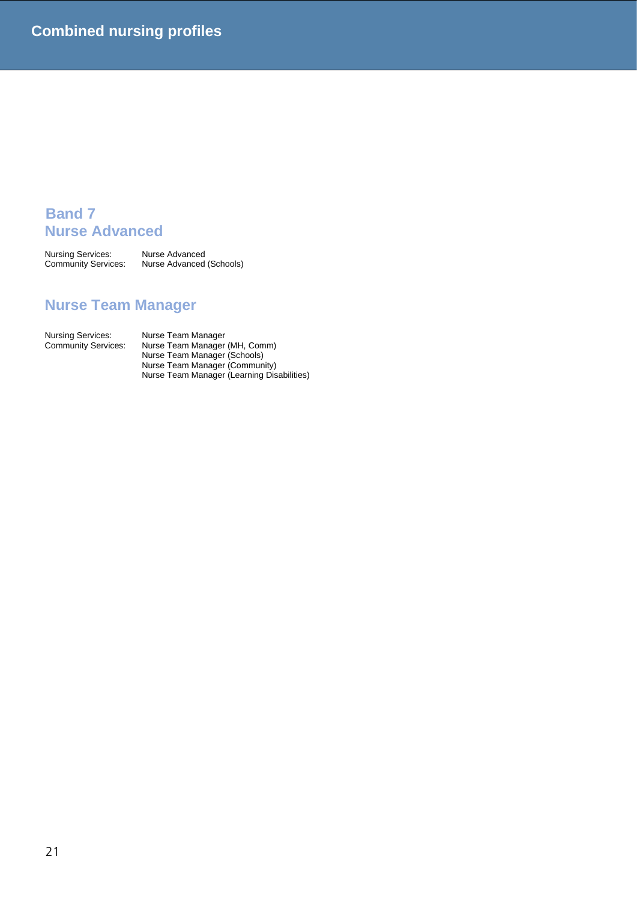# Combined nursing profiles

## Band 7
## Nurse Advanced

| | |
|---|---|
| Nursing Services: | Nurse Advanced |
| Community Services: | Nurse Advanced (Schools) |

## Nurse Team Manager

| | |
|---|---|
| Nursing Services: | Nurse Team Manager |
| Community Services: | Nurse Team Manager (MH, Comm) |
| | Nurse Team Manager (Schools) |
| | Nurse Team Manager (Community) |
| | Nurse Team Manager (Learning Disabilities) |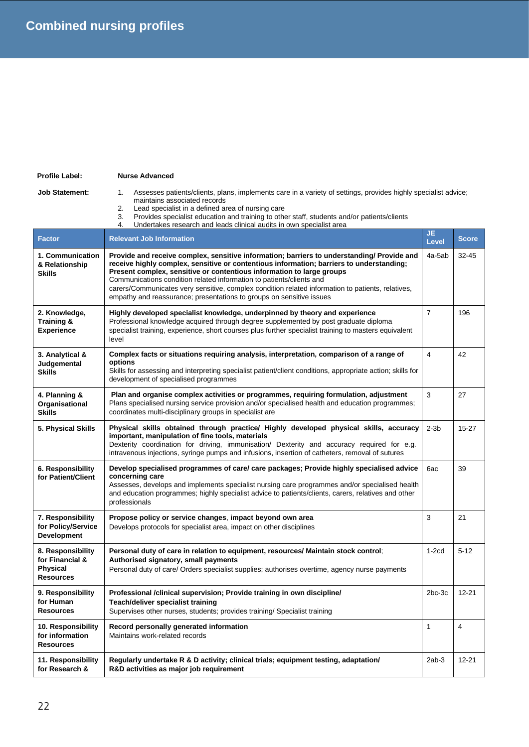# Combined nursing profiles

**Profile Label:** **Nurse Advanced**

**Job Statement:**

1. Assesses patients/clients, plans, implements care in a variety of settings, provides highly specialist advice; maintains associated records
2. Lead specialist in a defined area of nursing care
3. Provides specialist education and training to other staff, students and/or patients/clients
4. Undertakes research and leads clinical audits in own specialist area

| Factor | Relevant Job Information | JE Level | Score |
|---|---|---|---|
| **1. Communication & Relationship Skills** | **Provide and receive complex, sensitive information; barriers to understanding/ Provide and receive highly complex, sensitive or contentious information; barriers to understanding; Present complex, sensitive or contentious information to large groups** Communications condition related information to patients/clients and carers/Communicates very sensitive, complex condition related information to patients, relatives, empathy and reassurance; presentations to groups on sensitive issues | 4a-5ab | 32-45 |
| **2. Knowledge, Training & Experience** | **Highly developed specialist knowledge, underpinned by theory and experience** Professional knowledge acquired through degree supplemented by post graduate diploma specialist training, experience, short courses plus further specialist training to masters equivalent level | 7 | 196 |
| **3. Analytical & Judgemental Skills** | **Complex facts or situations requiring analysis, interpretation, comparison of a range of options** Skills for assessing and interpreting specialist patient/client conditions, appropriate action; skills for development of specialised programmes | 4 | 42 |
| **4. Planning & Organisational Skills** | **Plan and organise complex activities or programmes, requiring formulation, adjustment** Plans specialised nursing service provision and/or specialised health and education programmes; coordinates multi-disciplinary groups in specialist are | 3 | 27 |
| **5. Physical Skills** | **Physical skills obtained through practice/ Highly developed physical skills, accuracy important, manipulation of fine tools, materials** Dexterity coordination for driving, immunisation/ Dexterity and accuracy required for e.g. intravenous injections, syringe pumps and infusions, insertion of catheters, removal of sutures | 2-3b | 15-27 |
| **6. Responsibility for Patient/Client** | **Develop specialised programmes of care/ care packages; Provide highly specialised advice concerning care** Assesses, develops and implements specialist nursing care programmes and/or specialised health and education programmes; highly specialist advice to patients/clients, carers, relatives and other professionals | 6ac | 39 |
| **7. Responsibility for Policy/Service Development** | **Propose policy or service changes**, **impact beyond own area** Develops protocols for specialist area, impact on other disciplines | 3 | 21 |
| **8. Responsibility for Financial & Physical Resources** | **Personal duty of care in relation to equipment, resources/ Maintain stock control**; **Authorised signatory, small payments** Personal duty of care/ Orders specialist supplies; authorises overtime, agency nurse payments | 1-2cd | 5-12 |
| **9. Responsibility for Human Resources** | **Professional /clinical supervision; Provide training in own discipline/ Teach/deliver specialist training** Supervises other nurses, students; provides training/ Specialist training | 2bc-3c | 12-21 |
| **10. Responsibility for information Resources** | **Record personally generated information** Maintains work-related records | 1 | 4 |
| **11. Responsibility for Research &** | **Regularly undertake R & D activity; clinical trials; equipment testing, adaptation/ R&D activities as major job requirement** | 2ab-3 | 12-21 |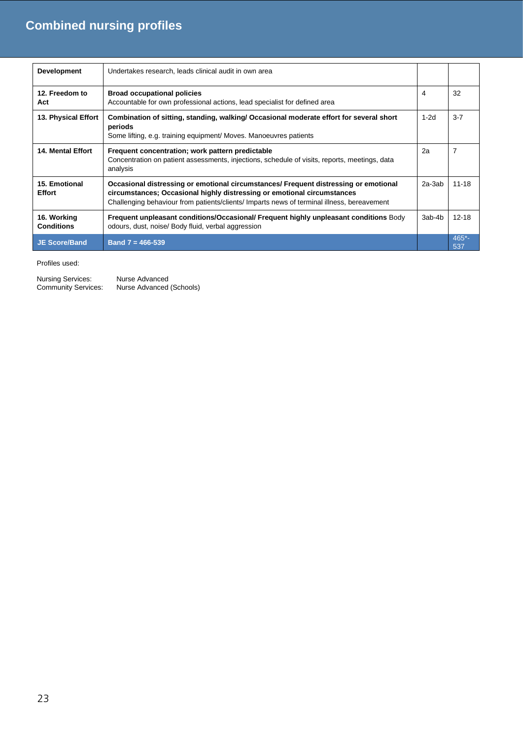## Combined nursing profiles

| | | | |
|---|---|---|---|
| **Development** | Undertakes research, leads clinical audit in own area | | |
| **12. Freedom to Act** | **Broad occupational policies** Accountable for own professional actions, lead specialist for defined area | 4 | 32 |
| **13. Physical Effort** | **Combination of sitting, standing, walking/ Occasional moderate effort for several short periods** Some lifting, e.g. training equipment/ Moves. Manoeuvres patients | 1-2d | 3-7 |
| **14. Mental Effort** | **Frequent concentration; work pattern predictable** Concentration on patient assessments, injections, schedule of visits, reports, meetings, data analysis | 2a | 7 |
| **15. Emotional Effort** | **Occasional distressing or emotional circumstances/ Frequent distressing or emotional circumstances; Occasional highly distressing or emotional circumstances** Challenging behaviour from patients/clients/ Imparts news of terminal illness, bereavement | 2a-3ab | 11-18 |
| **16. Working Conditions** | **Frequent unpleasant conditions/Occasional/ Frequent highly unpleasant conditions** Body odours, dust, noise/ Body fluid, verbal aggression | 3ab-4b | 12-18 |
| **JE Score/Band** | **Band 7 = 466-539** | | 465*-537 |

Profiles used:

Nursing Services: Nurse Advanced
Community Services: Nurse Advanced (Schools)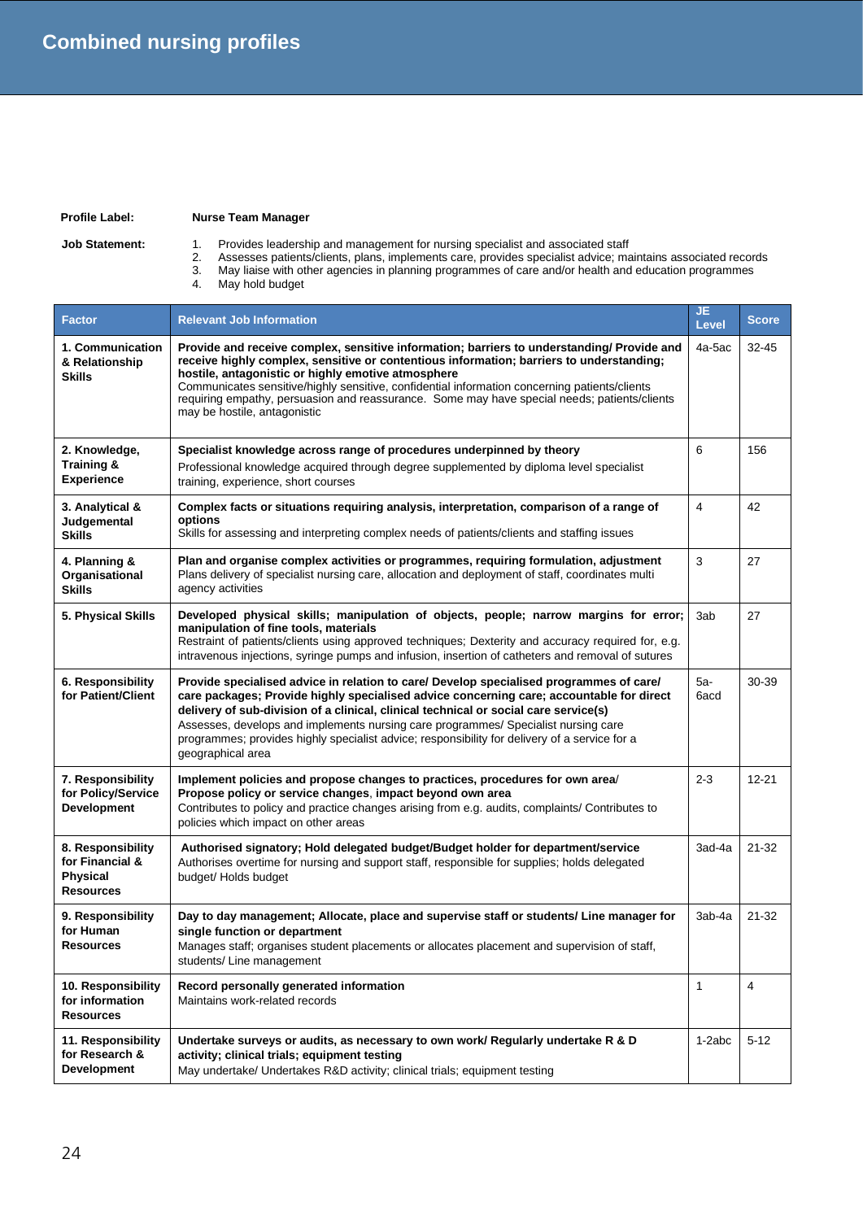# Combined nursing profiles

**Profile Label:** Nurse Team Manager

**Job Statement:**

1. Provides leadership and management for nursing specialist and associated staff
2. Assesses patients/clients, plans, implements care, provides specialist advice; maintains associated records
3. May liaise with other agencies in planning programmes of care and/or health and education programmes
4. May hold budget

| Factor | Relevant Job Information | JE Level | Score |
|---|---|---|---|
| **1. Communication & Relationship Skills** | **Provide and receive complex, sensitive information; barriers to understanding/ Provide and receive highly complex, sensitive or contentious information; barriers to understanding; hostile, antagonistic or highly emotive atmosphere** Communicates sensitive/highly sensitive, confidential information concerning patients/clients requiring empathy, persuasion and reassurance. Some may have special needs; patients/clients may be hostile, antagonistic | 4a-5ac | 32-45 |
| **2. Knowledge, Training & Experience** | **Specialist knowledge across range of procedures underpinned by theory** Professional knowledge acquired through degree supplemented by diploma level specialist training, experience, short courses | 6 | 156 |
| **3. Analytical & Judgemental Skills** | **Complex facts or situations requiring analysis, interpretation, comparison of a range of options** Skills for assessing and interpreting complex needs of patients/clients and staffing issues | 4 | 42 |
| **4. Planning & Organisational Skills** | **Plan and organise complex activities or programmes, requiring formulation, adjustment** Plans delivery of specialist nursing care, allocation and deployment of staff, coordinates multi agency activities | 3 | 27 |
| **5. Physical Skills** | **Developed physical skills; manipulation of objects, people; narrow margins for error; manipulation of fine tools, materials** Restraint of patients/clients using approved techniques; Dexterity and accuracy required for, e.g. intravenous injections, syringe pumps and infusion, insertion of catheters and removal of sutures | 3ab | 27 |
| **6. Responsibility for Patient/Client** | **Provide specialised advice in relation to care/ Develop specialised programmes of care/ care packages; Provide highly specialised advice concerning care; accountable for direct delivery of sub-division of a clinical, clinical technical or social care service(s)** Assesses, develops and implements nursing care programmes/ Specialist nursing care programmes; provides highly specialist advice; responsibility for delivery of a service for a geographical area | 5a-6acd | 30-39 |
| **7. Responsibility for Policy/Service Development** | **Implement policies and propose changes to practices, procedures for own area/ Propose policy or service changes, impact beyond own area** Contributes to policy and practice changes arising from e.g. audits, complaints/ Contributes to policies which impact on other areas | 2-3 | 12-21 |
| **8. Responsibility for Financial & Physical Resources** | **Authorised signatory; Hold delegated budget/Budget holder for department/service** Authorises overtime for nursing and support staff, responsible for supplies; holds delegated budget/ Holds budget | 3ad-4a | 21-32 |
| **9. Responsibility for Human Resources** | **Day to day management; Allocate, place and supervise staff or students/ Line manager for single function or department** Manages staff; organises student placements or allocates placement and supervision of staff, students/ Line management | 3ab-4a | 21-32 |
| **10. Responsibility for information Resources** | **Record personally generated information** Maintains work-related records | 1 | 4 |
| **11. Responsibility for Research & Development** | **Undertake surveys or audits, as necessary to own work/ Regularly undertake R & D activity; clinical trials; equipment testing** May undertake/ Undertakes R&D activity; clinical trials; equipment testing | 1-2abc | 5-12 |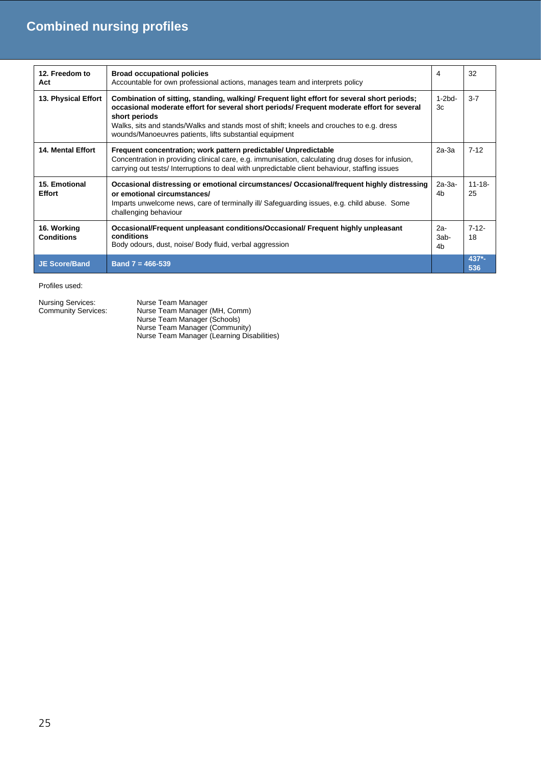## Combined nursing profiles

| | | | |
|---|---|---|---|
| **12. Freedom to Act** | **Broad occupational policies**<br>Accountable for own professional actions, manages team and interprets policy | 4 | 32 |
| **13. Physical Effort** | **Combination of sitting, standing, walking/ Frequent light effort for several short periods; occasional moderate effort for several short periods/ Frequent moderate effort for several short periods**<br>Walks, sits and stands/Walks and stands most of shift; kneels and crouches to e.g. dress wounds/Manoeuvres patients, lifts substantial equipment | 1-2bd-3c | 3-7 |
| **14. Mental Effort** | **Frequent concentration; work pattern predictable/ Unpredictable**<br>Concentration in providing clinical care, e.g. immunisation, calculating drug doses for infusion, carrying out tests/ Interruptions to deal with unpredictable client behaviour, staffing issues | 2a-3a | 7-12 |
| **15. Emotional Effort** | **Occasional distressing or emotional circumstances/ Occasional/frequent highly distressing or emotional circumstances/**<br>Imparts unwelcome news, care of terminally ill/ Safeguarding issues, e.g. child abuse. Some challenging behaviour | 2a-3a-4b | 11-18-25 |
| **16. Working Conditions** | **Occasional/Frequent unpleasant conditions/Occasional/ Frequent highly unpleasant conditions**<br>Body odours, dust, noise/ Body fluid, verbal aggression | 2a-3ab-4b | 7-12-18 |
| **JE Score/Band** | **Band 7 = 466-539** | | **437*-536** |

Profiles used:

| | |
|---|---|
| Nursing Services: | Nurse Team Manager |
| Community Services: | Nurse Team Manager (MH, Comm)<br>Nurse Team Manager (Schools)<br>Nurse Team Manager (Community)<br>Nurse Team Manager (Learning Disabilities) |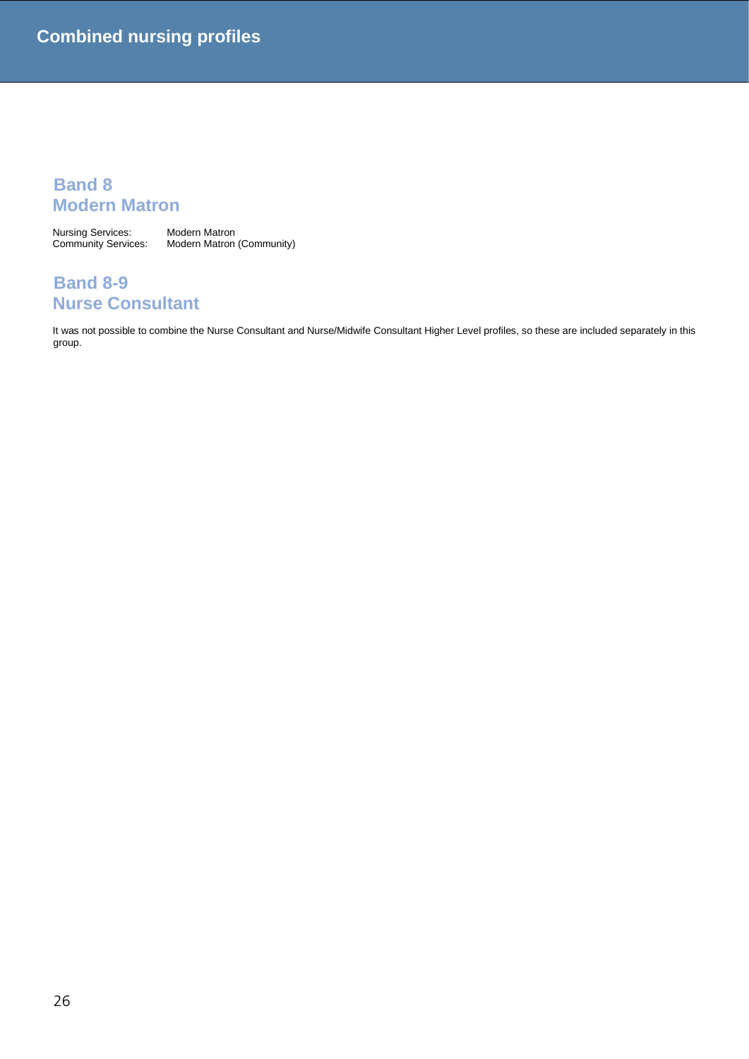# Combined nursing profiles

## Band 8
## Modern Matron

| | |
|---|---|
| Nursing Services: | Modern Matron |
| Community Services: | Modern Matron (Community) |

## Band 8-9
## Nurse Consultant

It was not possible to combine the Nurse Consultant and Nurse/Midwife Consultant Higher Level profiles, so these are included separately in this group.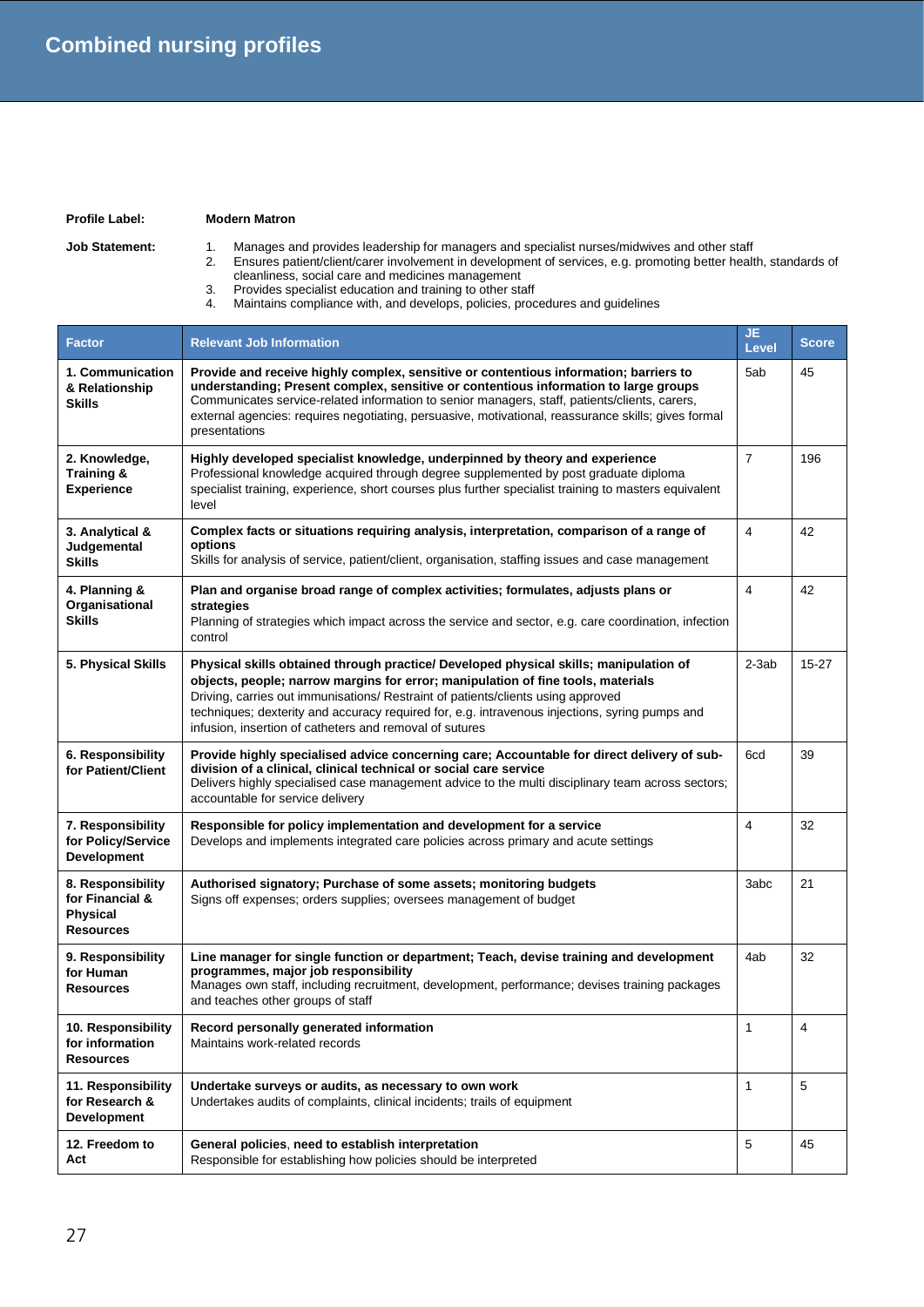# Combined nursing profiles

**Profile Label:** **Modern Matron**

**Job Statement:**

1. Manages and provides leadership for managers and specialist nurses/midwives and other staff
2. Ensures patient/client/carer involvement in development of services, e.g. promoting better health, standards of cleanliness, social care and medicines management
3. Provides specialist education and training to other staff
4. Maintains compliance with, and develops, policies, procedures and guidelines

| Factor | Relevant Job Information | JE Level | Score |
|---|---|---|---|
| **1. Communication & Relationship Skills** | **Provide and receive highly complex, sensitive or contentious information; barriers to understanding; Present complex, sensitive or contentious information to large groups** Communicates service-related information to senior managers, staff, patients/clients, carers, external agencies: requires negotiating, persuasive, motivational, reassurance skills; gives formal presentations | 5ab | 45 |
| **2. Knowledge, Training & Experience** | **Highly developed specialist knowledge, underpinned by theory and experience** Professional knowledge acquired through degree supplemented by post graduate diploma specialist training, experience, short courses plus further specialist training to masters equivalent level | 7 | 196 |
| **3. Analytical & Judgemental Skills** | **Complex facts or situations requiring analysis, interpretation, comparison of a range of options** Skills for analysis of service, patient/client, organisation, staffing issues and case management | 4 | 42 |
| **4. Planning & Organisational Skills** | **Plan and organise broad range of complex activities; formulates, adjusts plans or strategies** Planning of strategies which impact across the service and sector, e.g. care coordination, infection control | 4 | 42 |
| **5. Physical Skills** | **Physical skills obtained through practice/ Developed physical skills; manipulation of objects, people; narrow margins for error; manipulation of fine tools, materials** Driving, carries out immunisations/ Restraint of patients/clients using approved techniques; dexterity and accuracy required for, e.g. intravenous injections, syring pumps and infusion, insertion of catheters and removal of sutures | 2-3ab | 15-27 |
| **6. Responsibility for Patient/Client** | **Provide highly specialised advice concerning care; Accountable for direct delivery of sub-division of a clinical, clinical technical or social care service** Delivers highly specialised case management advice to the multi disciplinary team across sectors; accountable for service delivery | 6cd | 39 |
| **7. Responsibility for Policy/Service Development** | **Responsible for policy implementation and development for a service** Develops and implements integrated care policies across primary and acute settings | 4 | 32 |
| **8. Responsibility for Financial & Physical Resources** | **Authorised signatory; Purchase of some assets; monitoring budgets** Signs off expenses; orders supplies; oversees management of budget | 3abc | 21 |
| **9. Responsibility for Human Resources** | **Line manager for single function or department; Teach, devise training and development programmes, major job responsibility** Manages own staff, including recruitment, development, performance; devises training packages and teaches other groups of staff | 4ab | 32 |
| **10. Responsibility for information Resources** | **Record personally generated information** Maintains work-related records | 1 | 4 |
| **11. Responsibility for Research & Development** | **Undertake surveys or audits, as necessary to own work** Undertakes audits of complaints, clinical incidents; trails of equipment | 1 | 5 |
| **12. Freedom to Act** | **General policies, need to establish interpretation** Responsible for establishing how policies should be interpreted | 5 | 45 |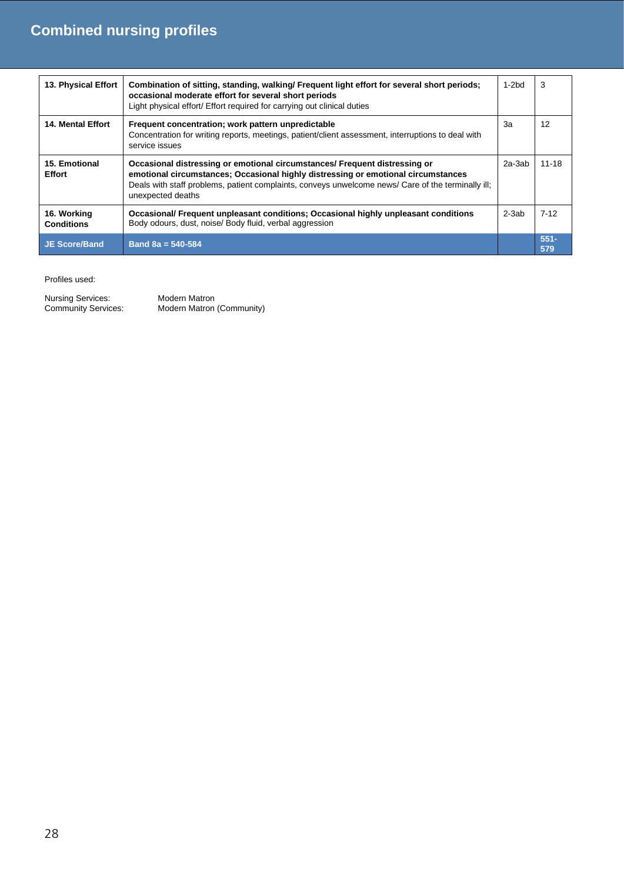# Combined nursing profiles

| | | | |
|---|---|---|---|
| **13. Physical Effort** | **Combination of sitting, standing, walking/ Frequent light effort for several short periods; occasional moderate effort for several short periods**<br>Light physical effort/ Effort required for carrying out clinical duties | 1-2bd | 3 |
| **14. Mental Effort** | **Frequent concentration; work pattern unpredictable**<br>Concentration for writing reports, meetings, patient/client assessment, interruptions to deal with service issues | 3a | 12 |
| **15. Emotional Effort** | **Occasional distressing or emotional circumstances/ Frequent distressing or emotional circumstances; Occasional highly distressing or emotional circumstances**<br>Deals with staff problems, patient complaints, conveys unwelcome news/ Care of the terminally ill; unexpected deaths | 2a-3ab | 11-18 |
| **16. Working Conditions** | **Occasional/ Frequent unpleasant conditions; Occasional highly unpleasant conditions**<br>Body odours, dust, noise/ Body fluid, verbal aggression | 2-3ab | 7-12 |
| **JE Score/Band** | **Band 8a = 540-584** | | **551-579** |

Profiles used:

Nursing Services: Modern Matron
Community Services: Modern Matron (Community)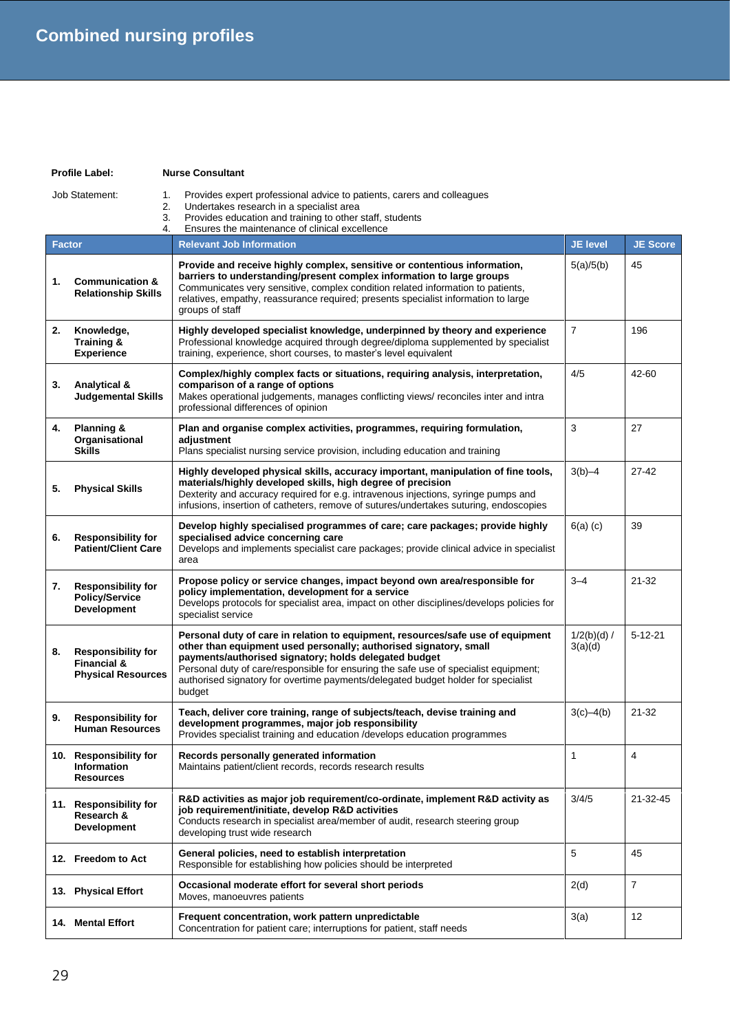# Combined nursing profiles

**Profile Label:** **Nurse Consultant**

Job Statement:

1. Provides expert professional advice to patients, carers and colleagues
2. Undertakes research in a specialist area
3. Provides education and training to other staff, students
4. Ensures the maintenance of clinical excellence

| Factor | Relevant Job Information | JE level | JE Score |
|---|---|---|---|
| 1. **Communication & Relationship Skills** | **Provide and receive highly complex, sensitive or contentious information, barriers to understanding/present complex information to large groups** Communicates very sensitive, complex condition related information to patients, relatives, empathy, reassurance required; presents specialist information to large groups of staff | 5(a)/5(b) | 45 |
| 2. **Knowledge, Training & Experience** | **Highly developed specialist knowledge, underpinned by theory and experience** Professional knowledge acquired through degree/diploma supplemented by specialist training, experience, short courses, to master's level equivalent | 7 | 196 |
| 3. **Analytical & Judgemental Skills** | **Complex/highly complex facts or situations, requiring analysis, interpretation, comparison of a range of options** Makes operational judgements, manages conflicting views/ reconciles inter and intra professional differences of opinion | 4/5 | 42-60 |
| 4. **Planning & Organisational Skills** | **Plan and organise complex activities, programmes, requiring formulation, adjustment** Plans specialist nursing service provision, including education and training | 3 | 27 |
| 5. **Physical Skills** | **Highly developed physical skills, accuracy important, manipulation of fine tools, materials/highly developed skills, high degree of precision** Dexterity and accuracy required for e.g. intravenous injections, syringe pumps and infusions, insertion of catheters, remove of sutures/undertakes suturing, endoscopies | 3(b)–4 | 27-42 |
| 6. **Responsibility for Patient/Client Care** | **Develop highly specialised programmes of care; care packages; provide highly specialised advice concerning care** Develops and implements specialist care packages; provide clinical advice in specialist area | 6(a) (c) | 39 |
| 7. **Responsibility for Policy/Service Development** | **Propose policy or service changes, impact beyond own area/responsible for policy implementation, development for a service** Develops protocols for specialist area, impact on other disciplines/develops policies for specialist service | 3–4 | 21-32 |
| 8. **Responsibility for Financial & Physical Resources** | **Personal duty of care in relation to equipment, resources/safe use of equipment other than equipment used personally; authorised signatory, small payments/authorised signatory; holds delegated budget** Personal duty of care/responsible for ensuring the safe use of specialist equipment; authorised signatory for overtime payments/delegated budget holder for specialist budget | 1/2(b)(d) / 3(a)(d) | 5-12-21 |
| 9. **Responsibility for Human Resources** | **Teach, deliver core training, range of subjects/teach, devise training and development programmes, major job responsibility** Provides specialist training and education /develops education programmes | 3(c)–4(b) | 21-32 |
| 10. **Responsibility for Information Resources** | **Records personally generated information** Maintains patient/client records, records research results | 1 | 4 |
| 11. **Responsibility for Research & Development** | **R&D activities as major job requirement/co-ordinate, implement R&D activity as job requirement/initiate, develop R&D activities** Conducts research in specialist area/member of audit, research steering group developing trust wide research | 3/4/5 | 21-32-45 |
| 12. **Freedom to Act** | **General policies, need to establish interpretation** Responsible for establishing how policies should be interpreted | 5 | 45 |
| 13. **Physical Effort** | **Occasional moderate effort for several short periods** Moves, manoeuvres patients | 2(d) | 7 |
| 14. **Mental Effort** | **Frequent concentration, work pattern unpredictable** Concentration for patient care; interruptions for patient, staff needs | 3(a) | 12 |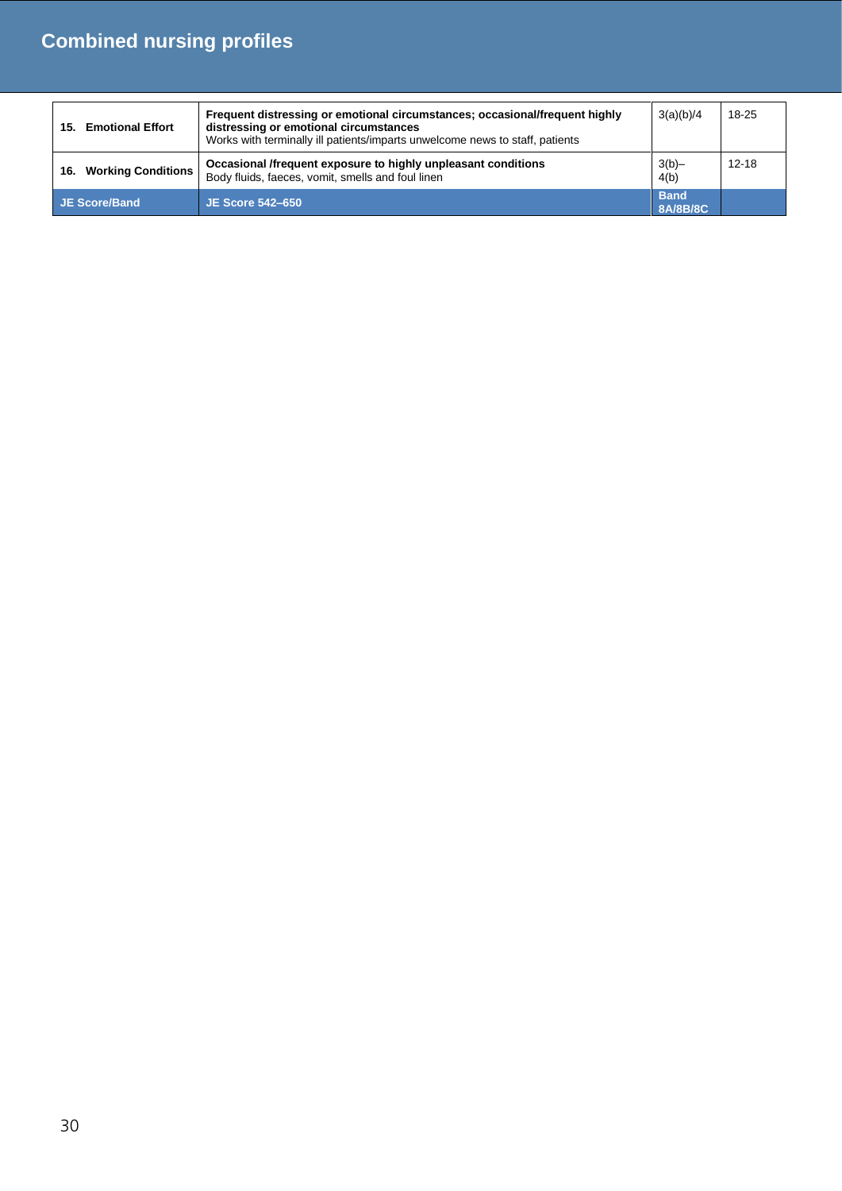## Combined nursing profiles

| | | | |
|---|---|---|---|
| **15. Emotional Effort** | **Frequent distressing or emotional circumstances; occasional/frequent highly distressing or emotional circumstances**<br>Works with terminally ill patients/imparts unwelcome news to staff, patients | 3(a)(b)/4 | 18-25 |
| **16. Working Conditions** | **Occasional /frequent exposure to highly unpleasant conditions**<br>Body fluids, faeces, vomit, smells and foul linen | 3(b)–4(b) | 12-18 |
| **JE Score/Band** | **JE Score 542–650** | **Band 8A/8B/8C** | |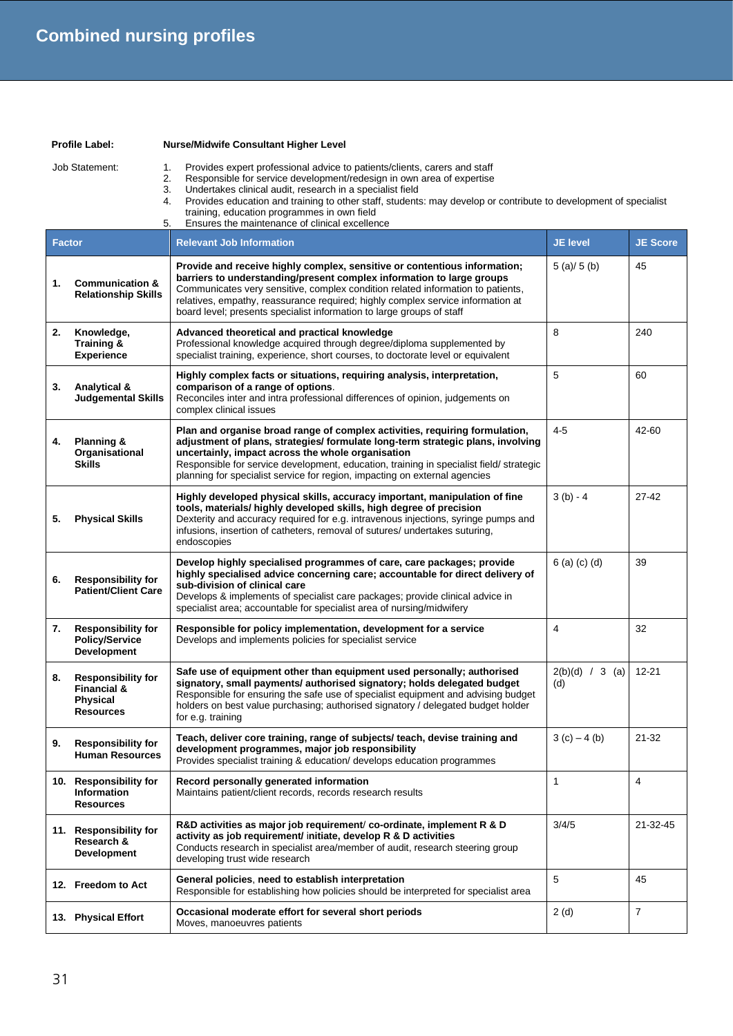# Combined nursing profiles

**Profile Label:** **Nurse/Midwife Consultant Higher Level**

Job Statement:

1. Provides expert professional advice to patients/clients, carers and staff
2. Responsible for service development/redesign in own area of expertise
3. Undertakes clinical audit, research in a specialist field
4. Provides education and training to other staff, students: may develop or contribute to development of specialist training, education programmes in own field
5. Ensures the maintenance of clinical excellence

| Factor | Relevant Job Information | JE level | JE Score |
|---|---|---|---|
| **1. Communication & Relationship Skills** | **Provide and receive highly complex, sensitive or contentious information; barriers to understanding/present complex information to large groups** Communicates very sensitive, complex condition related information to patients, relatives, empathy, reassurance required; highly complex service information at board level; presents specialist information to large groups of staff | 5 (a)/ 5 (b) | 45 |
| **2. Knowledge, Training & Experience** | **Advanced theoretical and practical knowledge** Professional knowledge acquired through degree/diploma supplemented by specialist training, experience, short courses, to doctorate level or equivalent | 8 | 240 |
| **3. Analytical & Judgemental Skills** | **Highly complex facts or situations, requiring analysis, interpretation, comparison of a range of options**. Reconciles inter and intra professional differences of opinion, judgements on complex clinical issues | 5 | 60 |
| **4. Planning & Organisational Skills** | **Plan and organise broad range of complex activities, requiring formulation, adjustment of plans, strategies/ formulate long-term strategic plans, involving uncertainty, impact across the whole organisation** Responsible for service development, education, training in specialist field/ strategic planning for specialist service for region, impacting on external agencies | 4-5 | 42-60 |
| **5. Physical Skills** | **Highly developed physical skills, accuracy important, manipulation of fine tools, materials/ highly developed skills, high degree of precision** Dexterity and accuracy required for e.g. intravenous injections, syringe pumps and infusions, insertion of catheters, removal of sutures/ undertakes suturing, endoscopies | 3 (b) - 4 | 27-42 |
| **6. Responsibility for Patient/Client Care** | **Develop highly specialised programmes of care, care packages; provide highly specialised advice concerning care; accountable for direct delivery of sub-division of clinical care** Develops & implements of specialist care packages; provide clinical advice in specialist area; accountable for specialist area of nursing/midwifery | 6 (a) (c) (d) | 39 |
| **7. Responsibility for Policy/Service Development** | **Responsible for policy implementation, development for a service** Develops and implements policies for specialist service | 4 | 32 |
| **8. Responsibility for Financial & Physical Resources** | **Safe use of equipment other than equipment used personally; authorised signatory, small payments/ authorised signatory; holds delegated budget** Responsible for ensuring the safe use of specialist equipment and advising budget holders on best value purchasing; authorised signatory / delegated budget holder for e.g. training | 2(b)(d) / 3 (a) (d) | 12-21 |
| **9. Responsibility for Human Resources** | **Teach, deliver core training, range of subjects/ teach, devise training and development programmes, major job responsibility** Provides specialist training & education/ develops education programmes | 3 (c) – 4 (b) | 21-32 |
| **10. Responsibility for Information Resources** | **Record personally generated information** Maintains patient/client records, records research results | 1 | 4 |
| **11. Responsibility for Research & Development** | **R&D activities as major job requirement/ co-ordinate, implement R & D activity as job requirement/ initiate, develop R & D activities** Conducts research in specialist area/member of audit, research steering group developing trust wide research | 3/4/5 | 21-32-45 |
| **12. Freedom to Act** | **General policies, need to establish interpretation** Responsible for establishing how policies should be interpreted for specialist area | 5 | 45 |
| **13. Physical Effort** | **Occasional moderate effort for several short periods** Moves, manoeuvres patients | 2 (d) | 7 |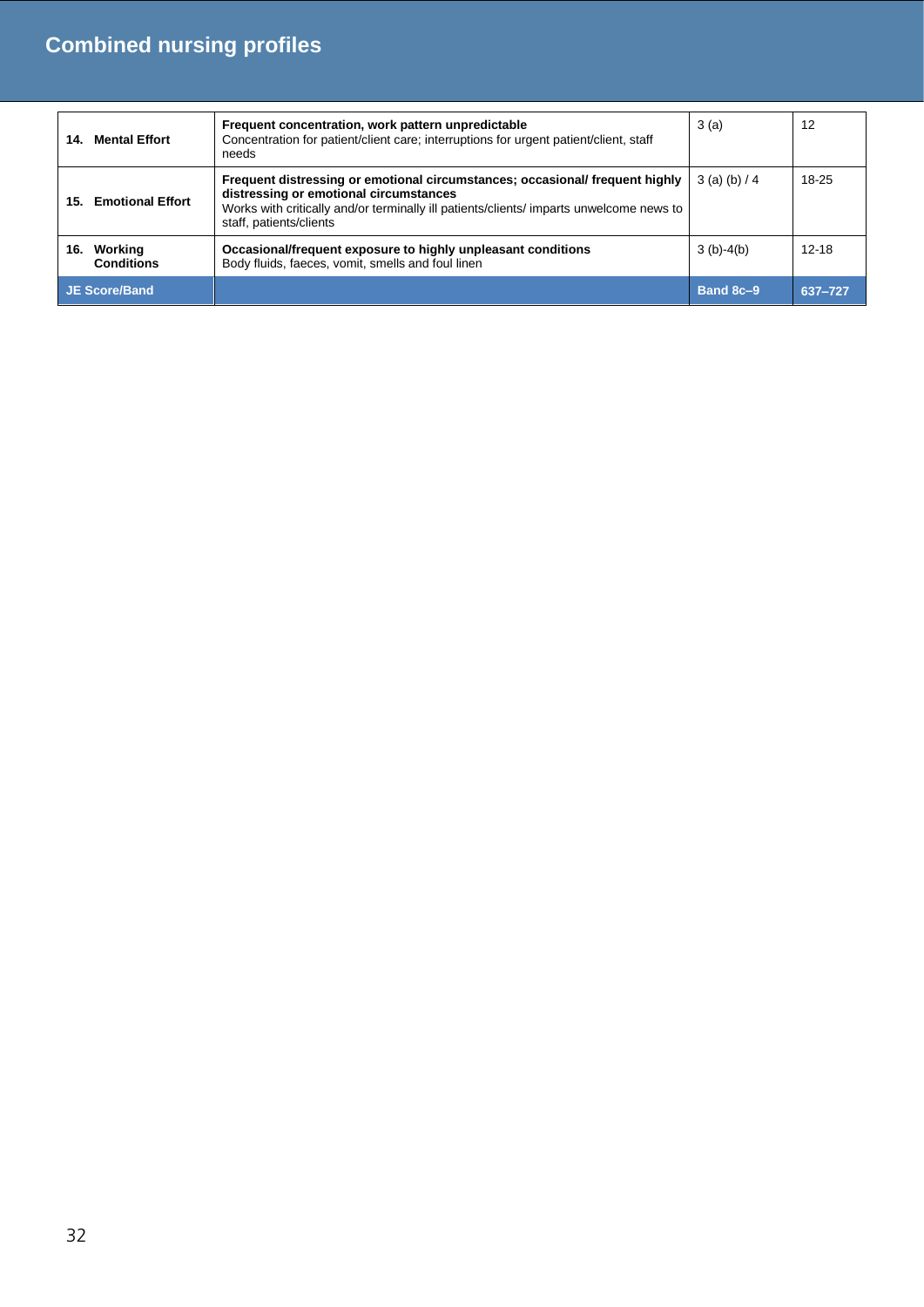## Combined nursing profiles

| | | | |
|---|---|---|---|
| **14. Mental Effort** | **Frequent concentration, work pattern unpredictable**<br>Concentration for patient/client care; interruptions for urgent patient/client, staff needs | 3 (a) | 12 |
| **15. Emotional Effort** | **Frequent distressing or emotional circumstances; occasional/ frequent highly distressing or emotional circumstances**<br>Works with critically and/or terminally ill patients/clients/ imparts unwelcome news to staff, patients/clients | 3 (a) (b) / 4 | 18-25 |
| **16. Working Conditions** | **Occasional/frequent exposure to highly unpleasant conditions**<br>Body fluids, faeces, vomit, smells and foul linen | 3 (b)-4(b) | 12-18 |
| **JE Score/Band** | | **Band 8c–9** | **637–727** |